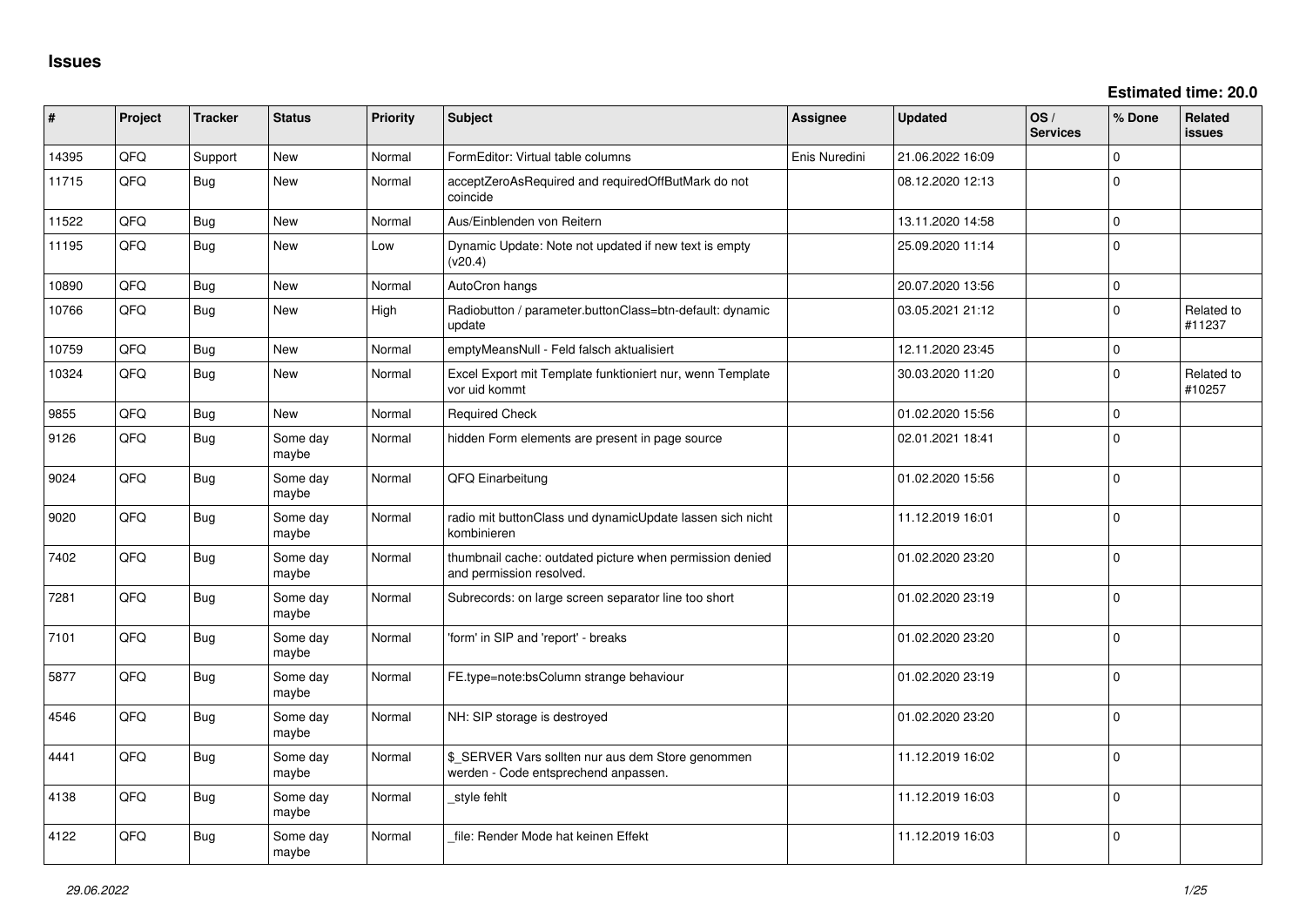# Issues

**Estimated time: 20.0**

| # | Project | Tracker | Status | Priority | Subject | Assignee | Updated | OS / Services | % Done | Related issues |
|---|---|---|---|---|---|---|---|---|---|---|
| 14395 | QFQ | Support | New | Normal | FormEditor: Virtual table columns | Enis Nuredini | 21.06.2022 16:09 | | 0 | |
| 11715 | QFQ | Bug | New | Normal | acceptZeroAsRequired and requiredOffButMark do not coincide | | 08.12.2020 12:13 | | 0 | |
| 11522 | QFQ | Bug | New | Normal | Aus/Einblenden von Reitern | | 13.11.2020 14:58 | | 0 | |
| 11195 | QFQ | Bug | New | Low | Dynamic Update: Note not updated if new text is empty (v20.4) | | 25.09.2020 11:14 | | 0 | |
| 10890 | QFQ | Bug | New | Normal | AutoCron hangs | | 20.07.2020 13:56 | | 0 | |
| 10766 | QFQ | Bug | New | High | Radiobutton / parameter.buttonClass=btn-default: dynamic update | | 03.05.2021 21:12 | | 0 | Related to #11237 |
| 10759 | QFQ | Bug | New | Normal | emptyMeansNull - Feld falsch aktualisiert | | 12.11.2020 23:45 | | 0 | |
| 10324 | QFQ | Bug | New | Normal | Excel Export mit Template funktioniert nur, wenn Template vor uid kommt | | 30.03.2020 11:20 | | 0 | Related to #10257 |
| 9855 | QFQ | Bug | New | Normal | Required Check | | 01.02.2020 15:56 | | 0 | |
| 9126 | QFQ | Bug | Some day maybe | Normal | hidden Form elements are present in page source | | 02.01.2021 18:41 | | 0 | |
| 9024 | QFQ | Bug | Some day maybe | Normal | QFQ Einarbeitung | | 01.02.2020 15:56 | | 0 | |
| 9020 | QFQ | Bug | Some day maybe | Normal | radio mit buttonClass und dynamicUpdate lassen sich nicht kombinieren | | 11.12.2019 16:01 | | 0 | |
| 7402 | QFQ | Bug | Some day maybe | Normal | thumbnail cache: outdated picture when permission denied and permission resolved. | | 01.02.2020 23:20 | | 0 | |
| 7281 | QFQ | Bug | Some day maybe | Normal | Subrecords: on large screen separator line too short | | 01.02.2020 23:19 | | 0 | |
| 7101 | QFQ | Bug | Some day maybe | Normal | 'form' in SIP and 'report' - breaks | | 01.02.2020 23:20 | | 0 | |
| 5877 | QFQ | Bug | Some day maybe | Normal | FE.type=note:bsColumn strange behaviour | | 01.02.2020 23:19 | | 0 | |
| 4546 | QFQ | Bug | Some day maybe | Normal | NH: SIP storage is destroyed | | 01.02.2020 23:20 | | 0 | |
| 4441 | QFQ | Bug | Some day maybe | Normal | $_SERVER Vars sollten nur aus dem Store genommen werden - Code entsprechend anpassen. | | 11.12.2019 16:02 | | 0 | |
| 4138 | QFQ | Bug | Some day maybe | Normal | _style fehlt | | 11.12.2019 16:03 | | 0 | |
| 4122 | QFQ | Bug | Some day maybe | Normal | _file: Render Mode hat keinen Effekt | | 11.12.2019 16:03 | | 0 | |

*29.06.2022*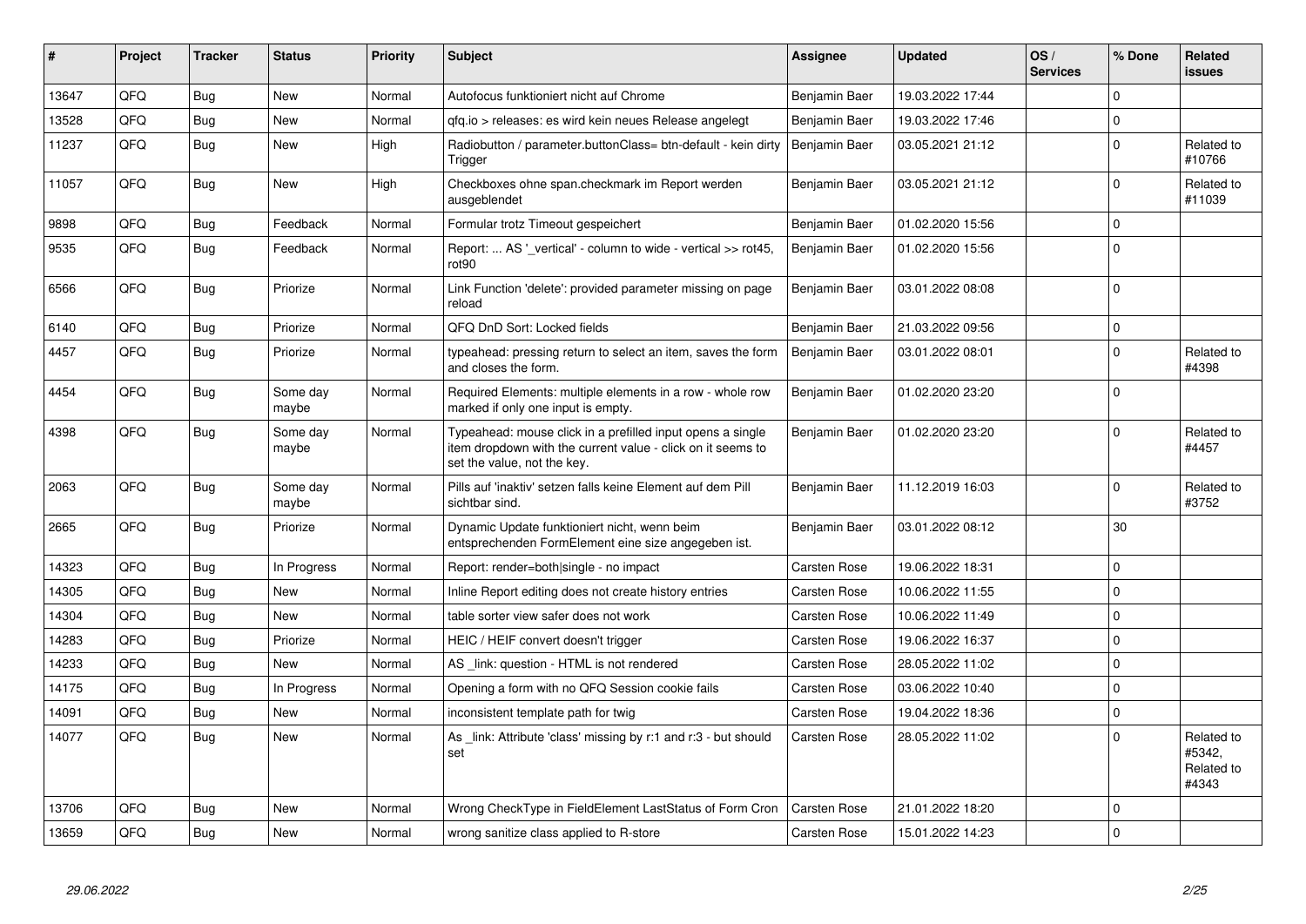| # | Project | Tracker | Status | Priority | Subject | Assignee | Updated | OS / Services | % Done | Related issues |
|---|---|---|---|---|---|---|---|---|---|---|
| 13647 | QFQ | Bug | New | Normal | Autofocus funktioniert nicht auf Chrome | Benjamin Baer | 19.03.2022 17:44 | | 0 | |
| 13528 | QFQ | Bug | New | Normal | qfq.io > releases: es wird kein neues Release angelegt | Benjamin Baer | 19.03.2022 17:46 | | 0 | |
| 11237 | QFQ | Bug | New | High | Radiobutton / parameter.buttonClass= btn-default - kein dirty Trigger | Benjamin Baer | 03.05.2021 21:12 | | 0 | Related to #10766 |
| 11057 | QFQ | Bug | New | High | Checkboxes ohne span.checkmark im Report werden ausgeblendet | Benjamin Baer | 03.05.2021 21:12 | | 0 | Related to #11039 |
| 9898 | QFQ | Bug | Feedback | Normal | Formular trotz Timeout gespeichert | Benjamin Baer | 01.02.2020 15:56 | | 0 | |
| 9535 | QFQ | Bug | Feedback | Normal | Report: ... AS '_vertical' - column to wide - vertical >> rot45, rot90 | Benjamin Baer | 01.02.2020 15:56 | | 0 | |
| 6566 | QFQ | Bug | Priorize | Normal | Link Function 'delete': provided parameter missing on page reload | Benjamin Baer | 03.01.2022 08:08 | | 0 | |
| 6140 | QFQ | Bug | Priorize | Normal | QFQ DnD Sort: Locked fields | Benjamin Baer | 21.03.2022 09:56 | | 0 | |
| 4457 | QFQ | Bug | Priorize | Normal | typeahead: pressing return to select an item, saves the form and closes the form. | Benjamin Baer | 03.01.2022 08:01 | | 0 | Related to #4398 |
| 4454 | QFQ | Bug | Some day maybe | Normal | Required Elements: multiple elements in a row - whole row marked if only one input is empty. | Benjamin Baer | 01.02.2020 23:20 | | 0 | |
| 4398 | QFQ | Bug | Some day maybe | Normal | Typeahead: mouse click in a prefilled input opens a single item dropdown with the current value - click on it seems to set the value, not the key. | Benjamin Baer | 01.02.2020 23:20 | | 0 | Related to #4457 |
| 2063 | QFQ | Bug | Some day maybe | Normal | Pills auf 'inaktiv' setzen falls keine Element auf dem Pill sichtbar sind. | Benjamin Baer | 11.12.2019 16:03 | | 0 | Related to #3752 |
| 2665 | QFQ | Bug | Priorize | Normal | Dynamic Update funktioniert nicht, wenn beim entsprechenden FormElement eine size angegeben ist. | Benjamin Baer | 03.01.2022 08:12 | | 30 | |
| 14323 | QFQ | Bug | In Progress | Normal | Report: render=both\|single - no impact | Carsten Rose | 19.06.2022 18:31 | | 0 | |
| 14305 | QFQ | Bug | New | Normal | Inline Report editing does not create history entries | Carsten Rose | 10.06.2022 11:55 | | 0 | |
| 14304 | QFQ | Bug | New | Normal | table sorter view safer does not work | Carsten Rose | 10.06.2022 11:49 | | 0 | |
| 14283 | QFQ | Bug | Priorize | Normal | HEIC / HEIF convert doesn't trigger | Carsten Rose | 19.06.2022 16:37 | | 0 | |
| 14233 | QFQ | Bug | New | Normal | AS _link: question - HTML is not rendered | Carsten Rose | 28.05.2022 11:02 | | 0 | |
| 14175 | QFQ | Bug | In Progress | Normal | Opening a form with no QFQ Session cookie fails | Carsten Rose | 03.06.2022 10:40 | | 0 | |
| 14091 | QFQ | Bug | New | Normal | inconsistent template path for twig | Carsten Rose | 19.04.2022 18:36 | | 0 | |
| 14077 | QFQ | Bug | New | Normal | As _link: Attribute 'class' missing by r:1 and r:3 - but should set | Carsten Rose | 28.05.2022 11:02 | | 0 | Related to #5342, Related to #4343 |
| 13706 | QFQ | Bug | New | Normal | Wrong CheckType in FieldElement LastStatus of Form Cron | Carsten Rose | 21.01.2022 18:20 | | 0 | |
| 13659 | QFQ | Bug | New | Normal | wrong sanitize class applied to R-store | Carsten Rose | 15.01.2022 14:23 | | 0 | |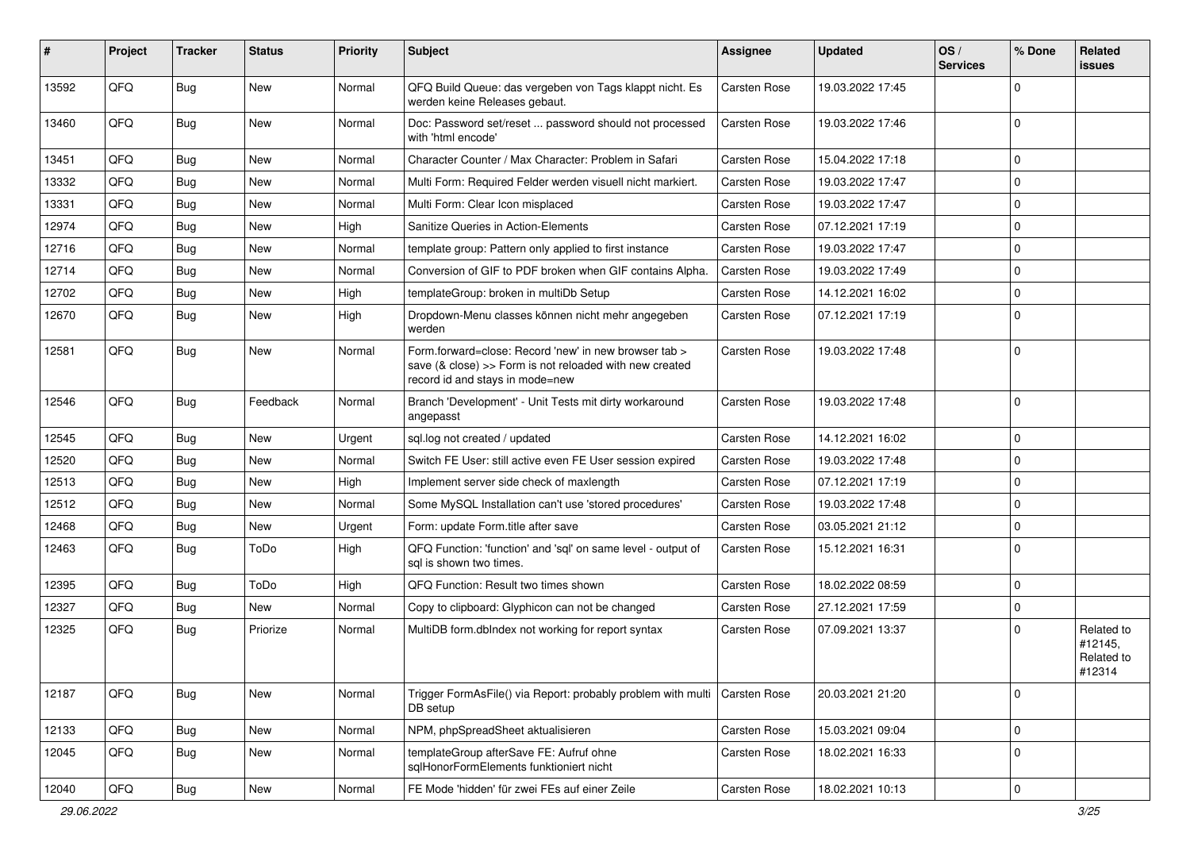| # | Project | Tracker | Status | Priority | Subject | Assignee | Updated | OS / Services | % Done | Related issues |
|---|---|---|---|---|---|---|---|---|---|---|
| 13592 | QFQ | Bug | New | Normal | QFQ Build Queue: das vergeben von Tags klappt nicht. Es werden keine Releases gebaut. | Carsten Rose | 19.03.2022 17:45 | | 0 | |
| 13460 | QFQ | Bug | New | Normal | Doc: Password set/reset ... password should not processed with 'html encode' | Carsten Rose | 19.03.2022 17:46 | | 0 | |
| 13451 | QFQ | Bug | New | Normal | Character Counter / Max Character: Problem in Safari | Carsten Rose | 15.04.2022 17:18 | | 0 | |
| 13332 | QFQ | Bug | New | Normal | Multi Form: Required Felder werden visuell nicht markiert. | Carsten Rose | 19.03.2022 17:47 | | 0 | |
| 13331 | QFQ | Bug | New | Normal | Multi Form: Clear Icon misplaced | Carsten Rose | 19.03.2022 17:47 | | 0 | |
| 12974 | QFQ | Bug | New | High | Sanitize Queries in Action-Elements | Carsten Rose | 07.12.2021 17:19 | | 0 | |
| 12716 | QFQ | Bug | New | Normal | template group: Pattern only applied to first instance | Carsten Rose | 19.03.2022 17:47 | | 0 | |
| 12714 | QFQ | Bug | New | Normal | Conversion of GIF to PDF broken when GIF contains Alpha. | Carsten Rose | 19.03.2022 17:49 | | 0 | |
| 12702 | QFQ | Bug | New | High | templateGroup: broken in multiDb Setup | Carsten Rose | 14.12.2021 16:02 | | 0 | |
| 12670 | QFQ | Bug | New | High | Dropdown-Menu classes können nicht mehr angegeben werden | Carsten Rose | 07.12.2021 17:19 | | 0 | |
| 12581 | QFQ | Bug | New | Normal | Form.forward=close: Record 'new' in new browser tab > save (& close) >> Form is not reloaded with new created record id and stays in mode=new | Carsten Rose | 19.03.2022 17:48 | | 0 | |
| 12546 | QFQ | Bug | Feedback | Normal | Branch 'Development' - Unit Tests mit dirty workaround angepasst | Carsten Rose | 19.03.2022 17:48 | | 0 | |
| 12545 | QFQ | Bug | New | Urgent | sql.log not created / updated | Carsten Rose | 14.12.2021 16:02 | | 0 | |
| 12520 | QFQ | Bug | New | Normal | Switch FE User: still active even FE User session expired | Carsten Rose | 19.03.2022 17:48 | | 0 | |
| 12513 | QFQ | Bug | New | High | Implement server side check of maxlength | Carsten Rose | 07.12.2021 17:19 | | 0 | |
| 12512 | QFQ | Bug | New | Normal | Some MySQL Installation can't use 'stored procedures' | Carsten Rose | 19.03.2022 17:48 | | 0 | |
| 12468 | QFQ | Bug | New | Urgent | Form: update Form.title after save | Carsten Rose | 03.05.2021 21:12 | | 0 | |
| 12463 | QFQ | Bug | ToDo | High | QFQ Function: 'function' and 'sql' on same level - output of sql is shown two times. | Carsten Rose | 15.12.2021 16:31 | | 0 | |
| 12395 | QFQ | Bug | ToDo | High | QFQ Function: Result two times shown | Carsten Rose | 18.02.2022 08:59 | | 0 | |
| 12327 | QFQ | Bug | New | Normal | Copy to clipboard: Glyphicon can not be changed | Carsten Rose | 27.12.2021 17:59 | | 0 | |
| 12325 | QFQ | Bug | Priorize | Normal | MultiDB form.dbIndex not working for report syntax | Carsten Rose | 07.09.2021 13:37 | | 0 | Related to #12145, Related to #12314 |
| 12187 | QFQ | Bug | New | Normal | Trigger FormAsFile() via Report: probably problem with multi DB setup | Carsten Rose | 20.03.2021 21:20 | | 0 | |
| 12133 | QFQ | Bug | New | Normal | NPM, phpSpreadSheet aktualisieren | Carsten Rose | 15.03.2021 09:04 | | 0 | |
| 12045 | QFQ | Bug | New | Normal | templateGroup afterSave FE: Aufruf ohne sqlHonorFormElements funktioniert nicht | Carsten Rose | 18.02.2021 16:33 | | 0 | |
| 12040 | QFQ | Bug | New | Normal | FE Mode 'hidden' für zwei FEs auf einer Zeile | Carsten Rose | 18.02.2021 10:13 | | 0 | |

29.06.2022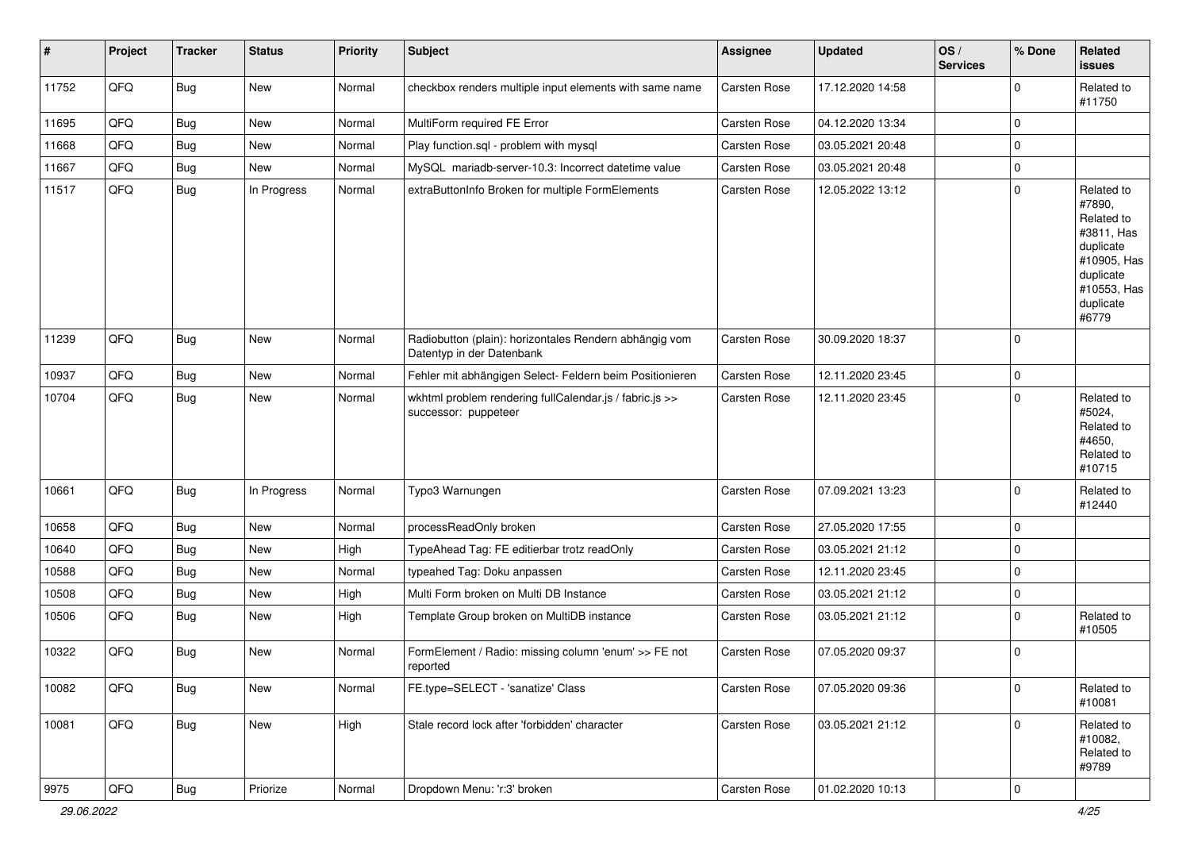| # | Project | Tracker | Status | Priority | Subject | Assignee | Updated | OS / Services | % Done | Related issues |
|---|---|---|---|---|---|---|---|---|---|---|
| 11752 | QFQ | Bug | New | Normal | checkbox renders multiple input elements with same name | Carsten Rose | 17.12.2020 14:58 | | 0 | Related to #11750 |
| 11695 | QFQ | Bug | New | Normal | MultiForm required FE Error | Carsten Rose | 04.12.2020 13:34 | | 0 | |
| 11668 | QFQ | Bug | New | Normal | Play function.sql - problem with mysql | Carsten Rose | 03.05.2021 20:48 | | 0 | |
| 11667 | QFQ | Bug | New | Normal | MySQL mariadb-server-10.3: Incorrect datetime value | Carsten Rose | 03.05.2021 20:48 | | 0 | |
| 11517 | QFQ | Bug | In Progress | Normal | extraButtonInfo Broken for multiple FormElements | Carsten Rose | 12.05.2022 13:12 | | 0 | Related to #7890, Related to #3811, Has duplicate #10905, Has duplicate #10553, Has duplicate #6779 |
| 11239 | QFQ | Bug | New | Normal | Radiobutton (plain): horizontales Rendern abhängig vom Datentyp in der Datenbank | Carsten Rose | 30.09.2020 18:37 | | 0 | |
| 10937 | QFQ | Bug | New | Normal | Fehler mit abhängigen Select- Feldern beim Positionieren | Carsten Rose | 12.11.2020 23:45 | | 0 | |
| 10704 | QFQ | Bug | New | Normal | wkhtml problem rendering fullCalendar.js / fabric.js >> successor: puppeteer | Carsten Rose | 12.11.2020 23:45 | | 0 | Related to #5024, Related to #4650, Related to #10715 |
| 10661 | QFQ | Bug | In Progress | Normal | Typo3 Warnungen | Carsten Rose | 07.09.2021 13:23 | | 0 | Related to #12440 |
| 10658 | QFQ | Bug | New | Normal | processReadOnly broken | Carsten Rose | 27.05.2020 17:55 | | 0 | |
| 10640 | QFQ | Bug | New | High | TypeAhead Tag: FE editierbar trotz readOnly | Carsten Rose | 03.05.2021 21:12 | | 0 | |
| 10588 | QFQ | Bug | New | Normal | typeahed Tag: Doku anpassen | Carsten Rose | 12.11.2020 23:45 | | 0 | |
| 10508 | QFQ | Bug | New | High | Multi Form broken on Multi DB Instance | Carsten Rose | 03.05.2021 21:12 | | 0 | |
| 10506 | QFQ | Bug | New | High | Template Group broken on MultiDB instance | Carsten Rose | 03.05.2021 21:12 | | 0 | Related to #10505 |
| 10322 | QFQ | Bug | New | Normal | FormElement / Radio: missing column 'enum' >> FE not reported | Carsten Rose | 07.05.2020 09:37 | | 0 | |
| 10082 | QFQ | Bug | New | Normal | FE.type=SELECT - 'sanatize' Class | Carsten Rose | 07.05.2020 09:36 | | 0 | Related to #10081 |
| 10081 | QFQ | Bug | New | High | Stale record lock after 'forbidden' character | Carsten Rose | 03.05.2021 21:12 | | 0 | Related to #10082, Related to #9789 |
| 9975 | QFQ | Bug | Priorize | Normal | Dropdown Menu: 'r:3' broken | Carsten Rose | 01.02.2020 10:13 | | 0 | |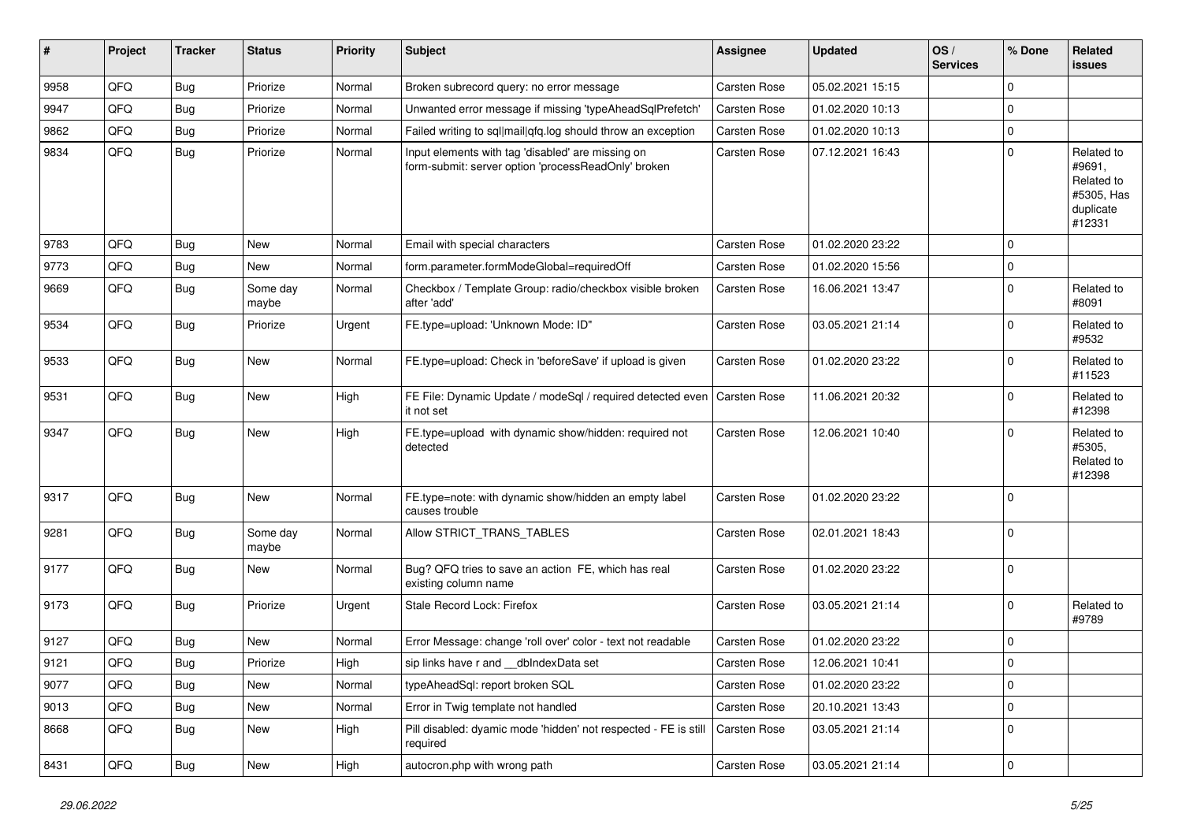| # | Project | Tracker | Status | Priority | Subject | Assignee | Updated | OS / Services | % Done | Related issues |
|---|---|---|---|---|---|---|---|---|---|---|
| 9958 | QFQ | Bug | Priorize | Normal | Broken subrecord query: no error message | Carsten Rose | 05.02.2021 15:15 | | 0 | |
| 9947 | QFQ | Bug | Priorize | Normal | Unwanted error message if missing 'typeAheadSqlPrefetch' | Carsten Rose | 01.02.2020 10:13 | | 0 | |
| 9862 | QFQ | Bug | Priorize | Normal | Failed writing to sql\|mail\|qfq.log should throw an exception | Carsten Rose | 01.02.2020 10:13 | | 0 | |
| 9834 | QFQ | Bug | Priorize | Normal | Input elements with tag 'disabled' are missing on form-submit: server option 'processReadOnly' broken | Carsten Rose | 07.12.2021 16:43 | | 0 | Related to #9691, Related to #5305, Has duplicate #12331 |
| 9783 | QFQ | Bug | New | Normal | Email with special characters | Carsten Rose | 01.02.2020 23:22 | | 0 | |
| 9773 | QFQ | Bug | New | Normal | form.parameter.formModeGlobal=requiredOff | Carsten Rose | 01.02.2020 15:56 | | 0 | |
| 9669 | QFQ | Bug | Some day maybe | Normal | Checkbox / Template Group: radio/checkbox visible broken after 'add' | Carsten Rose | 16.06.2021 13:47 | | 0 | Related to #8091 |
| 9534 | QFQ | Bug | Priorize | Urgent | FE.type=upload: 'Unknown Mode: ID" | Carsten Rose | 03.05.2021 21:14 | | 0 | Related to #9532 |
| 9533 | QFQ | Bug | New | Normal | FE.type=upload: Check in 'beforeSave' if upload is given | Carsten Rose | 01.02.2020 23:22 | | 0 | Related to #11523 |
| 9531 | QFQ | Bug | New | High | FE File: Dynamic Update / modeSql / required detected even it not set | Carsten Rose | 11.06.2021 20:32 | | 0 | Related to #12398 |
| 9347 | QFQ | Bug | New | High | FE.type=upload with dynamic show/hidden: required not detected | Carsten Rose | 12.06.2021 10:40 | | 0 | Related to #5305, Related to #12398 |
| 9317 | QFQ | Bug | New | Normal | FE.type=note: with dynamic show/hidden an empty label causes trouble | Carsten Rose | 01.02.2020 23:22 | | 0 | |
| 9281 | QFQ | Bug | Some day maybe | Normal | Allow STRICT_TRANS_TABLES | Carsten Rose | 02.01.2021 18:43 | | 0 | |
| 9177 | QFQ | Bug | New | Normal | Bug? QFQ tries to save an action FE, which has real existing column name | Carsten Rose | 01.02.2020 23:22 | | 0 | |
| 9173 | QFQ | Bug | Priorize | Urgent | Stale Record Lock: Firefox | Carsten Rose | 03.05.2021 21:14 | | 0 | Related to #9789 |
| 9127 | QFQ | Bug | New | Normal | Error Message: change 'roll over' color - text not readable | Carsten Rose | 01.02.2020 23:22 | | 0 | |
| 9121 | QFQ | Bug | Priorize | High | sip links have r and __dbIndexData set | Carsten Rose | 12.06.2021 10:41 | | 0 | |
| 9077 | QFQ | Bug | New | Normal | typeAheadSql: report broken SQL | Carsten Rose | 01.02.2020 23:22 | | 0 | |
| 9013 | QFQ | Bug | New | Normal | Error in Twig template not handled | Carsten Rose | 20.10.2021 13:43 | | 0 | |
| 8668 | QFQ | Bug | New | High | Pill disabled: dyamic mode 'hidden' not respected - FE is still required | Carsten Rose | 03.05.2021 21:14 | | 0 | |
| 8431 | QFQ | Bug | New | High | autocron.php with wrong path | Carsten Rose | 03.05.2021 21:14 | | 0 | |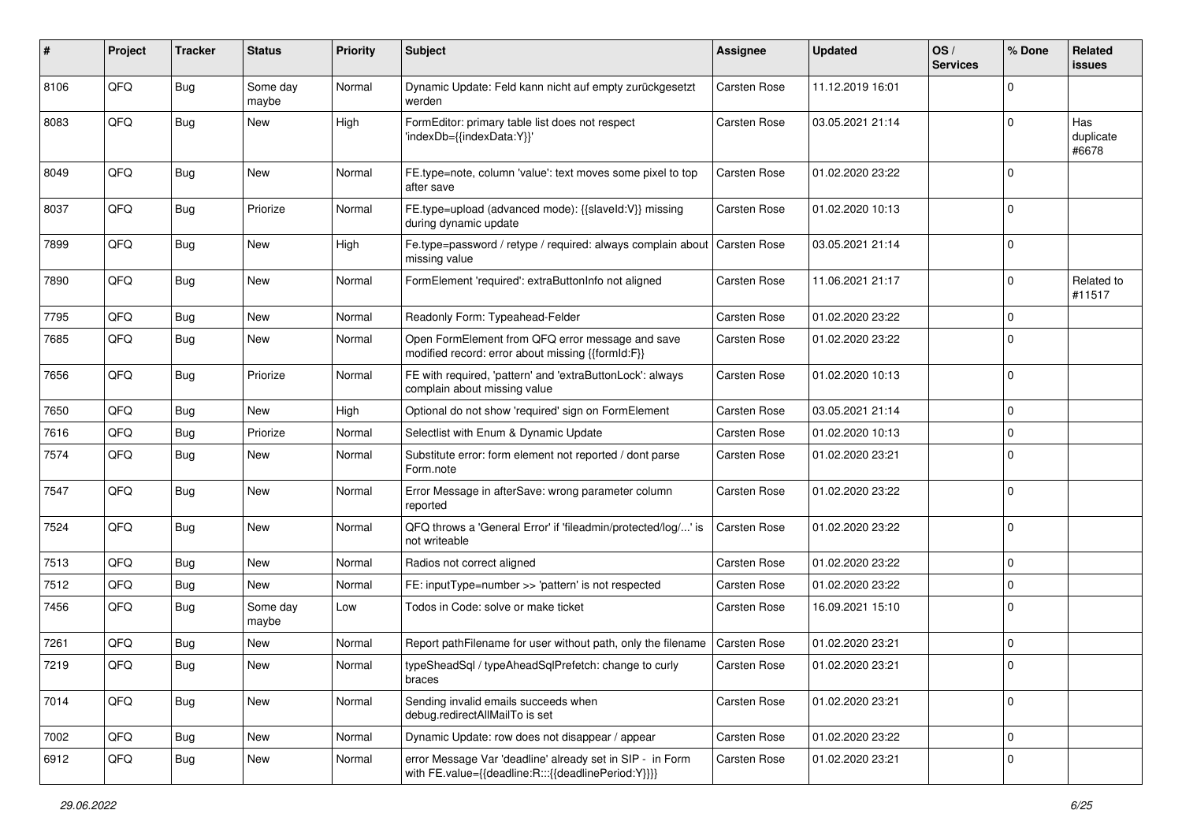| # | Project | Tracker | Status | Priority | Subject | Assignee | Updated | OS / Services | % Done | Related issues |
|---|---|---|---|---|---|---|---|---|---|---|
| 8106 | QFQ | Bug | Some day maybe | Normal | Dynamic Update: Feld kann nicht auf empty zurückgesetzt werden | Carsten Rose | 11.12.2019 16:01 | | 0 | |
| 8083 | QFQ | Bug | New | High | FormEditor: primary table list does not respect 'indexDb={{indexData:Y}}' | Carsten Rose | 03.05.2021 21:14 | | 0 | Has duplicate #6678 |
| 8049 | QFQ | Bug | New | Normal | FE.type=note, column 'value': text moves some pixel to top after save | Carsten Rose | 01.02.2020 23:22 | | 0 | |
| 8037 | QFQ | Bug | Priorize | Normal | FE.type=upload (advanced mode): {{slaveId:V}} missing during dynamic update | Carsten Rose | 01.02.2020 10:13 | | 0 | |
| 7899 | QFQ | Bug | New | High | Fe.type=password / retype / required: always complain about missing value | Carsten Rose | 03.05.2021 21:14 | | 0 | |
| 7890 | QFQ | Bug | New | Normal | FormElement 'required': extraButtonInfo not aligned | Carsten Rose | 11.06.2021 21:17 | | 0 | Related to #11517 |
| 7795 | QFQ | Bug | New | Normal | Readonly Form: Typeahead-Felder | Carsten Rose | 01.02.2020 23:22 | | 0 | |
| 7685 | QFQ | Bug | New | Normal | Open FormElement from QFQ error message and save modified record: error about missing {{formId:F}} | Carsten Rose | 01.02.2020 23:22 | | 0 | |
| 7656 | QFQ | Bug | Priorize | Normal | FE with required, 'pattern' and 'extraButtonLock': always complain about missing value | Carsten Rose | 01.02.2020 10:13 | | 0 | |
| 7650 | QFQ | Bug | New | High | Optional do not show 'required' sign on FormElement | Carsten Rose | 03.05.2021 21:14 | | 0 | |
| 7616 | QFQ | Bug | Priorize | Normal | Selectlist with Enum & Dynamic Update | Carsten Rose | 01.02.2020 10:13 | | 0 | |
| 7574 | QFQ | Bug | New | Normal | Substitute error: form element not reported / dont parse Form.note | Carsten Rose | 01.02.2020 23:21 | | 0 | |
| 7547 | QFQ | Bug | New | Normal | Error Message in afterSave: wrong parameter column reported | Carsten Rose | 01.02.2020 23:22 | | 0 | |
| 7524 | QFQ | Bug | New | Normal | QFQ throws a 'General Error' if 'fileadmin/protected/log/...' is not writeable | Carsten Rose | 01.02.2020 23:22 | | 0 | |
| 7513 | QFQ | Bug | New | Normal | Radios not correct aligned | Carsten Rose | 01.02.2020 23:22 | | 0 | |
| 7512 | QFQ | Bug | New | Normal | FE: inputType=number >> 'pattern' is not respected | Carsten Rose | 01.02.2020 23:22 | | 0 | |
| 7456 | QFQ | Bug | Some day maybe | Low | Todos in Code: solve or make ticket | Carsten Rose | 16.09.2021 15:10 | | 0 | |
| 7261 | QFQ | Bug | New | Normal | Report pathFilename for user without path, only the filename | Carsten Rose | 01.02.2020 23:21 | | 0 | |
| 7219 | QFQ | Bug | New | Normal | typeSheadSql / typeAheadSqlPrefetch: change to curly braces | Carsten Rose | 01.02.2020 23:21 | | 0 | |
| 7014 | QFQ | Bug | New | Normal | Sending invalid emails succeeds when debug.redirectAllMailTo is set | Carsten Rose | 01.02.2020 23:21 | | 0 | |
| 7002 | QFQ | Bug | New | Normal | Dynamic Update: row does not disappear / appear | Carsten Rose | 01.02.2020 23:22 | | 0 | |
| 6912 | QFQ | Bug | New | Normal | error Message Var 'deadline' already set in SIP - in Form with FE.value={{deadline:R:::{{deadlinePeriod:Y}}}} | Carsten Rose | 01.02.2020 23:21 | | 0 | |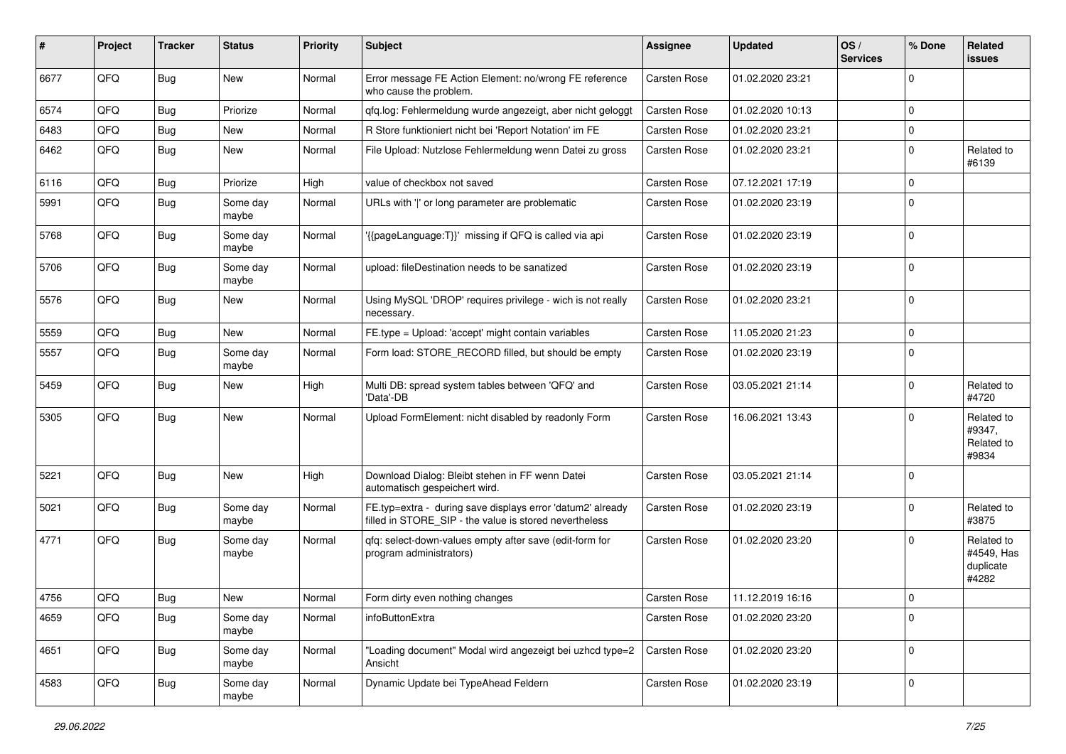| # | Project | Tracker | Status | Priority | Subject | Assignee | Updated | OS / Services | % Done | Related issues |
|---|---|---|---|---|---|---|---|---|---|---|
| 6677 | QFQ | Bug | New | Normal | Error message FE Action Element: no/wrong FE reference who cause the problem. | Carsten Rose | 01.02.2020 23:21 | | 0 | |
| 6574 | QFQ | Bug | Priorize | Normal | qfq.log: Fehlermeldung wurde angezeigt, aber nicht geloggt | Carsten Rose | 01.02.2020 10:13 | | 0 | |
| 6483 | QFQ | Bug | New | Normal | R Store funktioniert nicht bei 'Report Notation' im FE | Carsten Rose | 01.02.2020 23:21 | | 0 | |
| 6462 | QFQ | Bug | New | Normal | File Upload: Nutzlose Fehlermeldung wenn Datei zu gross | Carsten Rose | 01.02.2020 23:21 | | 0 | Related to #6139 |
| 6116 | QFQ | Bug | Priorize | High | value of checkbox not saved | Carsten Rose | 07.12.2021 17:19 | | 0 | |
| 5991 | QFQ | Bug | Some day maybe | Normal | URLs with '\|' or long parameter are problematic | Carsten Rose | 01.02.2020 23:19 | | 0 | |
| 5768 | QFQ | Bug | Some day maybe | Normal | '{{pageLanguage:T}}' missing if QFQ is called via api | Carsten Rose | 01.02.2020 23:19 | | 0 | |
| 5706 | QFQ | Bug | Some day maybe | Normal | upload: fileDestination needs to be sanatized | Carsten Rose | 01.02.2020 23:19 | | 0 | |
| 5576 | QFQ | Bug | New | Normal | Using MySQL 'DROP' requires privilege - wich is not really necessary. | Carsten Rose | 01.02.2020 23:21 | | 0 | |
| 5559 | QFQ | Bug | New | Normal | FE.type = Upload: 'accept' might contain variables | Carsten Rose | 11.05.2020 21:23 | | 0 | |
| 5557 | QFQ | Bug | Some day maybe | Normal | Form load: STORE_RECORD filled, but should be empty | Carsten Rose | 01.02.2020 23:19 | | 0 | |
| 5459 | QFQ | Bug | New | High | Multi DB: spread system tables between 'QFQ' and 'Data'-DB | Carsten Rose | 03.05.2021 21:14 | | 0 | Related to #4720 |
| 5305 | QFQ | Bug | New | Normal | Upload FormElement: nicht disabled by readonly Form | Carsten Rose | 16.06.2021 13:43 | | 0 | Related to #9347, Related to #9834 |
| 5221 | QFQ | Bug | New | High | Download Dialog: Bleibt stehen in FF wenn Datei automatisch gespeichert wird. | Carsten Rose | 03.05.2021 21:14 | | 0 | |
| 5021 | QFQ | Bug | Some day maybe | Normal | FE.typ=extra - during save displays error 'datum2' already filled in STORE_SIP - the value is stored nevertheless | Carsten Rose | 01.02.2020 23:19 | | 0 | Related to #3875 |
| 4771 | QFQ | Bug | Some day maybe | Normal | qfq: select-down-values empty after save (edit-form for program administrators) | Carsten Rose | 01.02.2020 23:20 | | 0 | Related to #4549, Has duplicate #4282 |
| 4756 | QFQ | Bug | New | Normal | Form dirty even nothing changes | Carsten Rose | 11.12.2019 16:16 | | 0 | |
| 4659 | QFQ | Bug | Some day maybe | Normal | infoButtonExtra | Carsten Rose | 01.02.2020 23:20 | | 0 | |
| 4651 | QFQ | Bug | Some day maybe | Normal | "Loading document" Modal wird angezeigt bei uzhcd type=2 Ansicht | Carsten Rose | 01.02.2020 23:20 | | 0 | |
| 4583 | QFQ | Bug | Some day maybe | Normal | Dynamic Update bei TypeAhead Feldern | Carsten Rose | 01.02.2020 23:19 | | 0 | |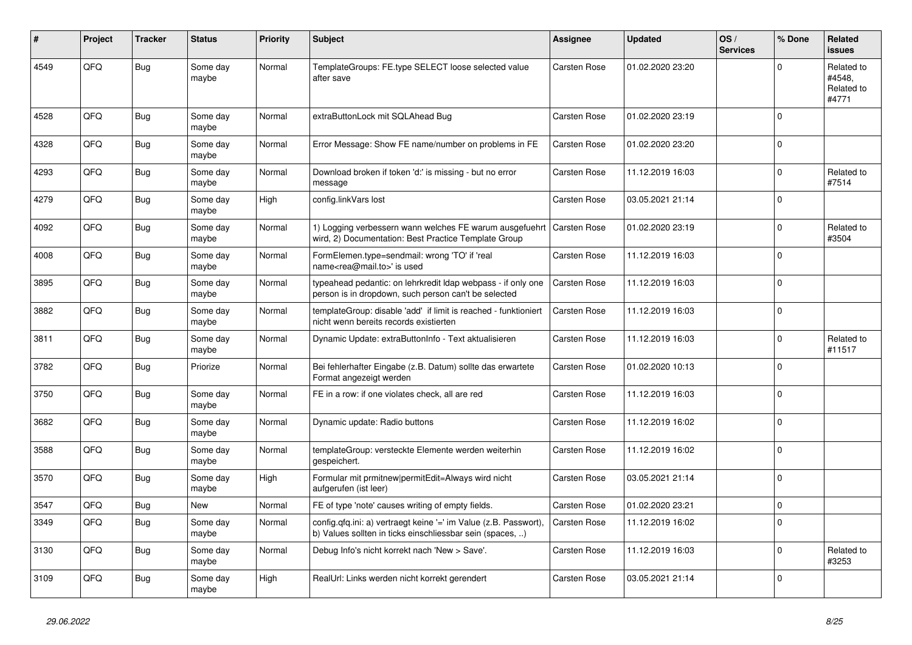| # | Project | Tracker | Status | Priority | Subject | Assignee | Updated | OS / Services | % Done | Related issues |
|---|---|---|---|---|---|---|---|---|---|---|
| 4549 | QFQ | Bug | Some day maybe | Normal | TemplateGroups: FE.type SELECT loose selected value after save | Carsten Rose | 01.02.2020 23:20 | | 0 | Related to #4548, Related to #4771 |
| 4528 | QFQ | Bug | Some day maybe | Normal | extraButtonLock mit SQLAhead Bug | Carsten Rose | 01.02.2020 23:19 | | 0 | |
| 4328 | QFQ | Bug | Some day maybe | Normal | Error Message: Show FE name/number on problems in FE | Carsten Rose | 01.02.2020 23:20 | | 0 | |
| 4293 | QFQ | Bug | Some day maybe | Normal | Download broken if token 'd:' is missing - but no error message | Carsten Rose | 11.12.2019 16:03 | | 0 | Related to #7514 |
| 4279 | QFQ | Bug | Some day maybe | High | config.linkVars lost | Carsten Rose | 03.05.2021 21:14 | | 0 | |
| 4092 | QFQ | Bug | Some day maybe | Normal | 1) Logging verbessern wann welches FE warum ausgefuehrt wird, 2) Documentation: Best Practice Template Group | Carsten Rose | 01.02.2020 23:19 | | 0 | Related to #3504 |
| 4008 | QFQ | Bug | Some day maybe | Normal | FormElemen.type=sendmail: wrong 'TO' if 'real name<rea@mail.to>' is used | Carsten Rose | 11.12.2019 16:03 | | 0 | |
| 3895 | QFQ | Bug | Some day maybe | Normal | typeahead pedantic: on lehrkredit ldap webpass - if only one person is in dropdown, such person can't be selected | Carsten Rose | 11.12.2019 16:03 | | 0 | |
| 3882 | QFQ | Bug | Some day maybe | Normal | templateGroup: disable 'add' if limit is reached - funktioniert nicht wenn bereits records existierten | Carsten Rose | 11.12.2019 16:03 | | 0 | |
| 3811 | QFQ | Bug | Some day maybe | Normal | Dynamic Update: extraButtonInfo - Text aktualisieren | Carsten Rose | 11.12.2019 16:03 | | 0 | Related to #11517 |
| 3782 | QFQ | Bug | Priorize | Normal | Bei fehlerhafter Eingabe (z.B. Datum) sollte das erwartete Format angezeigt werden | Carsten Rose | 01.02.2020 10:13 | | 0 | |
| 3750 | QFQ | Bug | Some day maybe | Normal | FE in a row: if one violates check, all are red | Carsten Rose | 11.12.2019 16:03 | | 0 | |
| 3682 | QFQ | Bug | Some day maybe | Normal | Dynamic update: Radio buttons | Carsten Rose | 11.12.2019 16:02 | | 0 | |
| 3588 | QFQ | Bug | Some day maybe | Normal | templateGroup: versteckte Elemente werden weiterhin gespeichert. | Carsten Rose | 11.12.2019 16:02 | | 0 | |
| 3570 | QFQ | Bug | Some day maybe | High | Formular mit prmitnew\|permitEdit=Always wird nicht aufgerufen (ist leer) | Carsten Rose | 03.05.2021 21:14 | | 0 | |
| 3547 | QFQ | Bug | New | Normal | FE of type 'note' causes writing of empty fields. | Carsten Rose | 01.02.2020 23:21 | | 0 | |
| 3349 | QFQ | Bug | Some day maybe | Normal | config.qfq.ini: a) vertraegt keine '=' im Value (z.B. Passwort), b) Values sollten in ticks einschliessbar sein (spaces, ..) | Carsten Rose | 11.12.2019 16:02 | | 0 | |
| 3130 | QFQ | Bug | Some day maybe | Normal | Debug Info's nicht korrekt nach 'New > Save'. | Carsten Rose | 11.12.2019 16:03 | | 0 | Related to #3253 |
| 3109 | QFQ | Bug | Some day maybe | High | RealUrl: Links werden nicht korrekt gerendert | Carsten Rose | 03.05.2021 21:14 | | 0 | |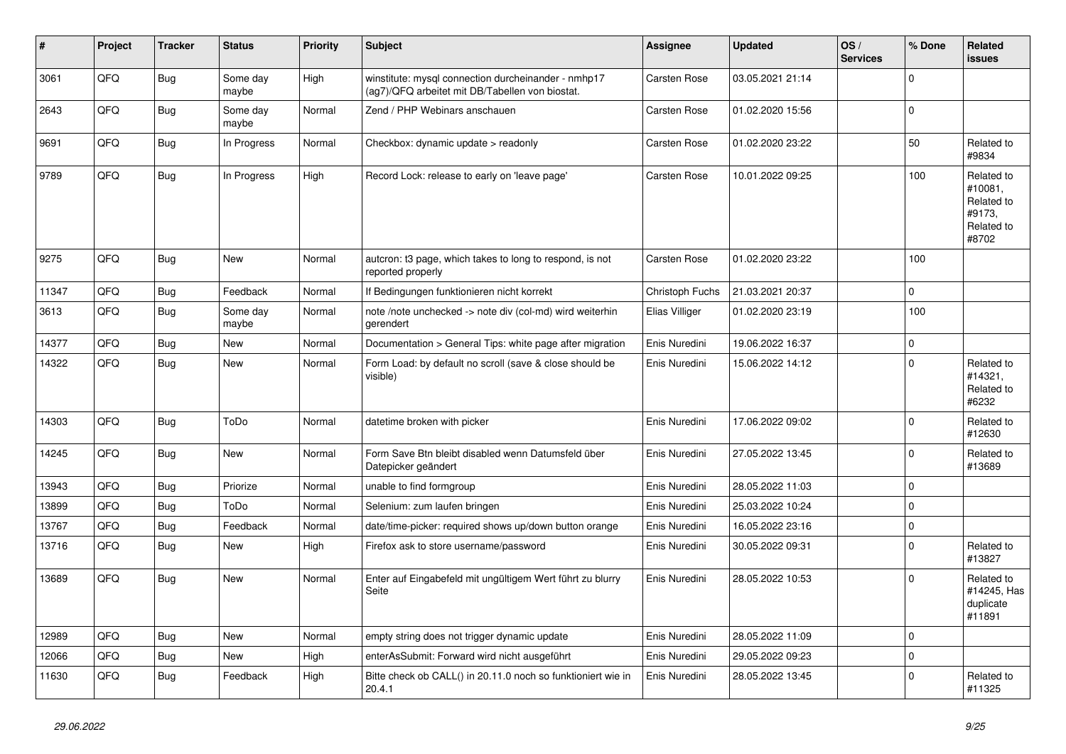| # | Project | Tracker | Status | Priority | Subject | Assignee | Updated | OS / Services | % Done | Related issues |
|---|---|---|---|---|---|---|---|---|---|---|
| 3061 | QFQ | Bug | Some day maybe | High | winstitute: mysql connection durcheinander - nmhp17 (ag7)/QFQ arbeitet mit DB/Tabellen von biostat. | Carsten Rose | 03.05.2021 21:14 | | 0 | |
| 2643 | QFQ | Bug | Some day maybe | Normal | Zend / PHP Webinars anschauen | Carsten Rose | 01.02.2020 15:56 | | 0 | |
| 9691 | QFQ | Bug | In Progress | Normal | Checkbox: dynamic update > readonly | Carsten Rose | 01.02.2020 23:22 | | 50 | Related to #9834 |
| 9789 | QFQ | Bug | In Progress | High | Record Lock: release to early on 'leave page' | Carsten Rose | 10.01.2022 09:25 | | 100 | Related to #10081, Related to #9173, Related to #8702 |
| 9275 | QFQ | Bug | New | Normal | autcron: t3 page, which takes to long to respond, is not reported properly | Carsten Rose | 01.02.2020 23:22 | | 100 | |
| 11347 | QFQ | Bug | Feedback | Normal | If Bedingungen funktionieren nicht korrekt | Christoph Fuchs | 21.03.2021 20:37 | | 0 | |
| 3613 | QFQ | Bug | Some day maybe | Normal | note /note unchecked -> note div (col-md) wird weiterhin gerendert | Elias Villiger | 01.02.2020 23:19 | | 100 | |
| 14377 | QFQ | Bug | New | Normal | Documentation > General Tips: white page after migration | Enis Nuredini | 19.06.2022 16:37 | | 0 | |
| 14322 | QFQ | Bug | New | Normal | Form Load: by default no scroll (save & close should be visible) | Enis Nuredini | 15.06.2022 14:12 | | 0 | Related to #14321, Related to #6232 |
| 14303 | QFQ | Bug | ToDo | Normal | datetime broken with picker | Enis Nuredini | 17.06.2022 09:02 | | 0 | Related to #12630 |
| 14245 | QFQ | Bug | New | Normal | Form Save Btn bleibt disabled wenn Datumsfeld über Datepicker geändert | Enis Nuredini | 27.05.2022 13:45 | | 0 | Related to #13689 |
| 13943 | QFQ | Bug | Priorize | Normal | unable to find formgroup | Enis Nuredini | 28.05.2022 11:03 | | 0 | |
| 13899 | QFQ | Bug | ToDo | Normal | Selenium: zum laufen bringen | Enis Nuredini | 25.03.2022 10:24 | | 0 | |
| 13767 | QFQ | Bug | Feedback | Normal | date/time-picker: required shows up/down button orange | Enis Nuredini | 16.05.2022 23:16 | | 0 | |
| 13716 | QFQ | Bug | New | High | Firefox ask to store username/password | Enis Nuredini | 30.05.2022 09:31 | | 0 | Related to #13827 |
| 13689 | QFQ | Bug | New | Normal | Enter auf Eingabefeld mit ungültigem Wert führt zu blurry Seite | Enis Nuredini | 28.05.2022 10:53 | | 0 | Related to #14245, Has duplicate #11891 |
| 12989 | QFQ | Bug | New | Normal | empty string does not trigger dynamic update | Enis Nuredini | 28.05.2022 11:09 | | 0 | |
| 12066 | QFQ | Bug | New | High | enterAsSubmit: Forward wird nicht ausgeführt | Enis Nuredini | 29.05.2022 09:23 | | 0 | |
| 11630 | QFQ | Bug | Feedback | High | Bitte check ob CALL() in 20.11.0 noch so funktioniert wie in 20.4.1 | Enis Nuredini | 28.05.2022 13:45 | | 0 | Related to #11325 |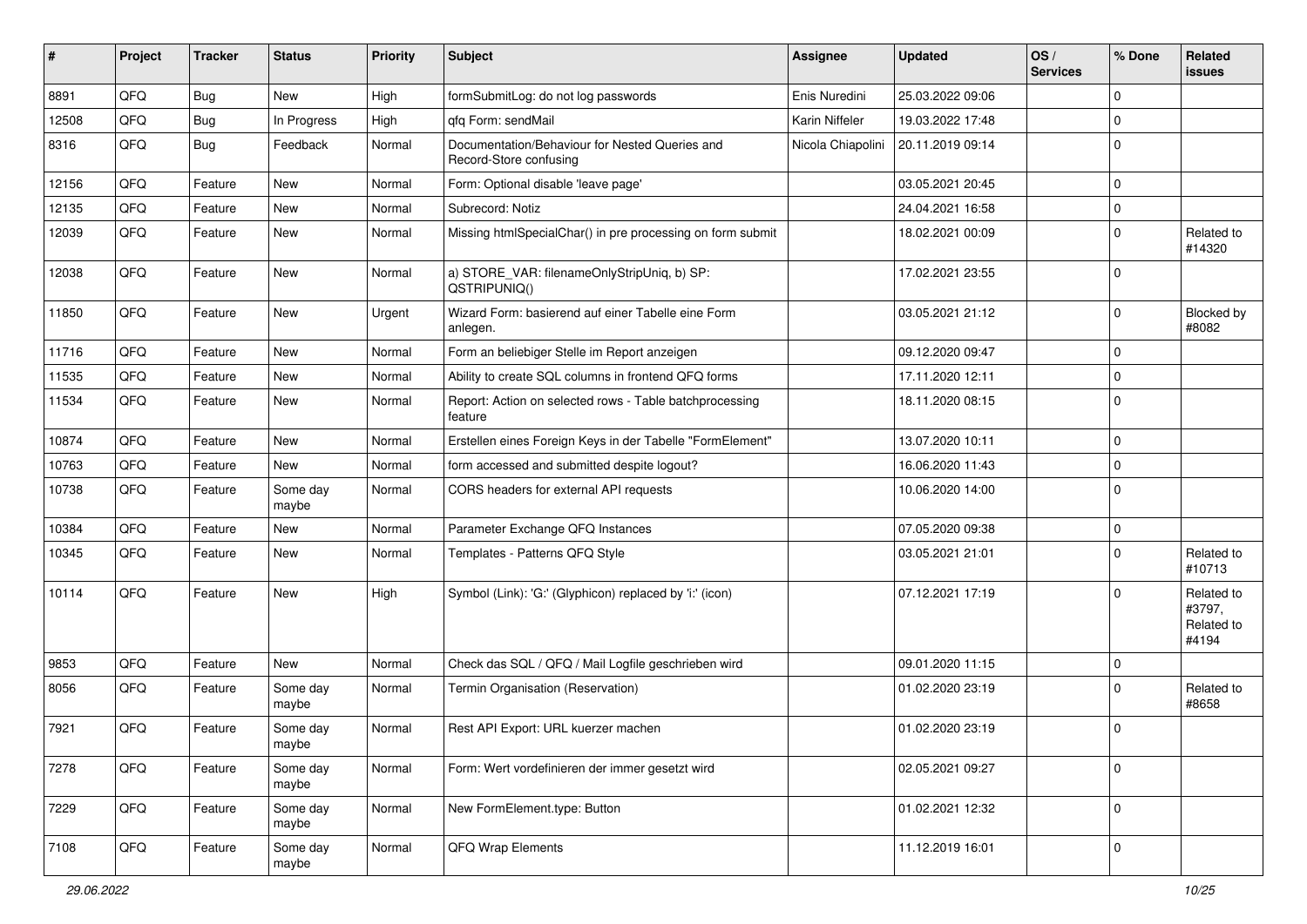| # | Project | Tracker | Status | Priority | Subject | Assignee | Updated | OS / Services | % Done | Related issues |
|---|---|---|---|---|---|---|---|---|---|---|
| 8891 | QFQ | Bug | New | High | formSubmitLog: do not log passwords | Enis Nuredini | 25.03.2022 09:06 | | 0 | |
| 12508 | QFQ | Bug | In Progress | High | qfq Form: sendMail | Karin Niffeler | 19.03.2022 17:48 | | 0 | |
| 8316 | QFQ | Bug | Feedback | Normal | Documentation/Behaviour for Nested Queries and Record-Store confusing | Nicola Chiapolini | 20.11.2019 09:14 | | 0 | |
| 12156 | QFQ | Feature | New | Normal | Form: Optional disable 'leave page' | | 03.05.2021 20:45 | | 0 | |
| 12135 | QFQ | Feature | New | Normal | Subrecord: Notiz | | 24.04.2021 16:58 | | 0 | |
| 12039 | QFQ | Feature | New | Normal | Missing htmlSpecialChar() in pre processing on form submit | | 18.02.2021 00:09 | | 0 | Related to #14320 |
| 12038 | QFQ | Feature | New | Normal | a) STORE_VAR: filenameOnlyStripUniq, b) SP: QSTRIPUNIQ() | | 17.02.2021 23:55 | | 0 | |
| 11850 | QFQ | Feature | New | Urgent | Wizard Form: basierend auf einer Tabelle eine Form anlegen. | | 03.05.2021 21:12 | | 0 | Blocked by #8082 |
| 11716 | QFQ | Feature | New | Normal | Form an beliebiger Stelle im Report anzeigen | | 09.12.2020 09:47 | | 0 | |
| 11535 | QFQ | Feature | New | Normal | Ability to create SQL columns in frontend QFQ forms | | 17.11.2020 12:11 | | 0 | |
| 11534 | QFQ | Feature | New | Normal | Report: Action on selected rows - Table batchprocessing feature | | 18.11.2020 08:15 | | 0 | |
| 10874 | QFQ | Feature | New | Normal | Erstellen eines Foreign Keys in der Tabelle "FormElement" | | 13.07.2020 10:11 | | 0 | |
| 10763 | QFQ | Feature | New | Normal | form accessed and submitted despite logout? | | 16.06.2020 11:43 | | 0 | |
| 10738 | QFQ | Feature | Some day maybe | Normal | CORS headers for external API requests | | 10.06.2020 14:00 | | 0 | |
| 10384 | QFQ | Feature | New | Normal | Parameter Exchange QFQ Instances | | 07.05.2020 09:38 | | 0 | |
| 10345 | QFQ | Feature | New | Normal | Templates - Patterns QFQ Style | | 03.05.2021 21:01 | | 0 | Related to #10713 |
| 10114 | QFQ | Feature | New | High | Symbol (Link): 'G:' (Glyphicon) replaced by 'i:' (icon) | | 07.12.2021 17:19 | | 0 | Related to #3797, Related to #4194 |
| 9853 | QFQ | Feature | New | Normal | Check das SQL / QFQ / Mail Logfile geschrieben wird | | 09.01.2020 11:15 | | 0 | |
| 8056 | QFQ | Feature | Some day maybe | Normal | Termin Organisation (Reservation) | | 01.02.2020 23:19 | | 0 | Related to #8658 |
| 7921 | QFQ | Feature | Some day maybe | Normal | Rest API Export: URL kuerzer machen | | 01.02.2020 23:19 | | 0 | |
| 7278 | QFQ | Feature | Some day maybe | Normal | Form: Wert vordefinieren der immer gesetzt wird | | 02.05.2021 09:27 | | 0 | |
| 7229 | QFQ | Feature | Some day maybe | Normal | New FormElement.type: Button | | 01.02.2021 12:32 | | 0 | |
| 7108 | QFQ | Feature | Some day maybe | Normal | QFQ Wrap Elements | | 11.12.2019 16:01 | | 0 | |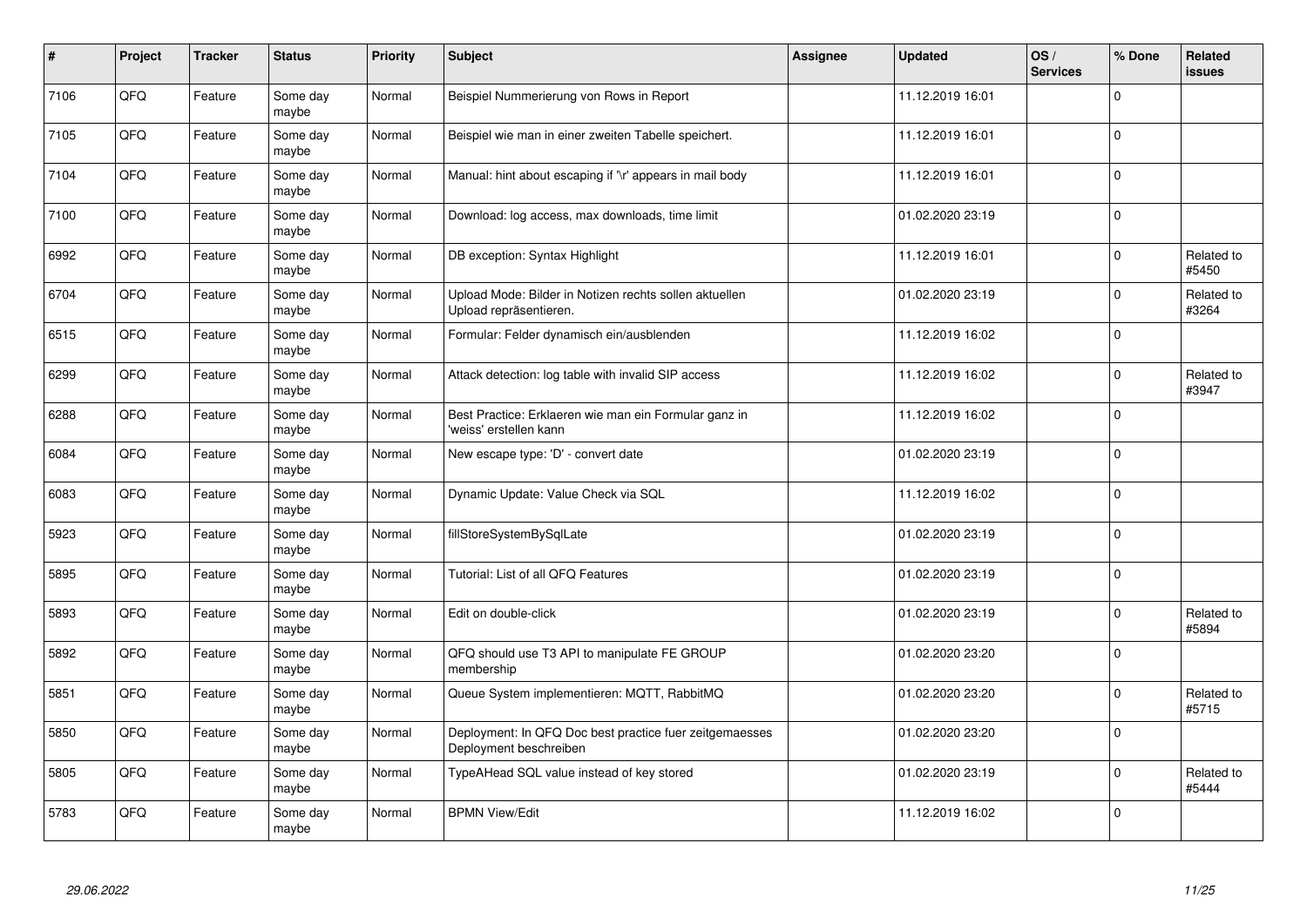| # | Project | Tracker | Status | Priority | Subject | Assignee | Updated | OS / Services | % Done | Related issues |
|---|---|---|---|---|---|---|---|---|---|---|
| 7106 | QFQ | Feature | Some day maybe | Normal | Beispiel Nummerierung von Rows in Report | | 11.12.2019 16:01 | | 0 | |
| 7105 | QFQ | Feature | Some day maybe | Normal | Beispiel wie man in einer zweiten Tabelle speichert. | | 11.12.2019 16:01 | | 0 | |
| 7104 | QFQ | Feature | Some day maybe | Normal | Manual: hint about escaping if '\r' appears in mail body | | 11.12.2019 16:01 | | 0 | |
| 7100 | QFQ | Feature | Some day maybe | Normal | Download: log access, max downloads, time limit | | 01.02.2020 23:19 | | 0 | |
| 6992 | QFQ | Feature | Some day maybe | Normal | DB exception: Syntax Highlight | | 11.12.2019 16:01 | | 0 | Related to #5450 |
| 6704 | QFQ | Feature | Some day maybe | Normal | Upload Mode: Bilder in Notizen rechts sollen aktuellen Upload repräsentieren. | | 01.02.2020 23:19 | | 0 | Related to #3264 |
| 6515 | QFQ | Feature | Some day maybe | Normal | Formular: Felder dynamisch ein/ausblenden | | 11.12.2019 16:02 | | 0 | |
| 6299 | QFQ | Feature | Some day maybe | Normal | Attack detection: log table with invalid SIP access | | 11.12.2019 16:02 | | 0 | Related to #3947 |
| 6288 | QFQ | Feature | Some day maybe | Normal | Best Practice: Erklaeren wie man ein Formular ganz in 'weiss' erstellen kann | | 11.12.2019 16:02 | | 0 | |
| 6084 | QFQ | Feature | Some day maybe | Normal | New escape type: 'D' - convert date | | 01.02.2020 23:19 | | 0 | |
| 6083 | QFQ | Feature | Some day maybe | Normal | Dynamic Update: Value Check via SQL | | 11.12.2019 16:02 | | 0 | |
| 5923 | QFQ | Feature | Some day maybe | Normal | fillStoreSystemBySqlLate | | 01.02.2020 23:19 | | 0 | |
| 5895 | QFQ | Feature | Some day maybe | Normal | Tutorial: List of all QFQ Features | | 01.02.2020 23:19 | | 0 | |
| 5893 | QFQ | Feature | Some day maybe | Normal | Edit on double-click | | 01.02.2020 23:19 | | 0 | Related to #5894 |
| 5892 | QFQ | Feature | Some day maybe | Normal | QFQ should use T3 API to manipulate FE GROUP membership | | 01.02.2020 23:20 | | 0 | |
| 5851 | QFQ | Feature | Some day maybe | Normal | Queue System implementieren: MQTT, RabbitMQ | | 01.02.2020 23:20 | | 0 | Related to #5715 |
| 5850 | QFQ | Feature | Some day maybe | Normal | Deployment: In QFQ Doc best practice fuer zeitgemaesses Deployment beschreiben | | 01.02.2020 23:20 | | 0 | |
| 5805 | QFQ | Feature | Some day maybe | Normal | TypeAHead SQL value instead of key stored | | 01.02.2020 23:19 | | 0 | Related to #5444 |
| 5783 | QFQ | Feature | Some day maybe | Normal | BPMN View/Edit | | 11.12.2019 16:02 | | 0 | |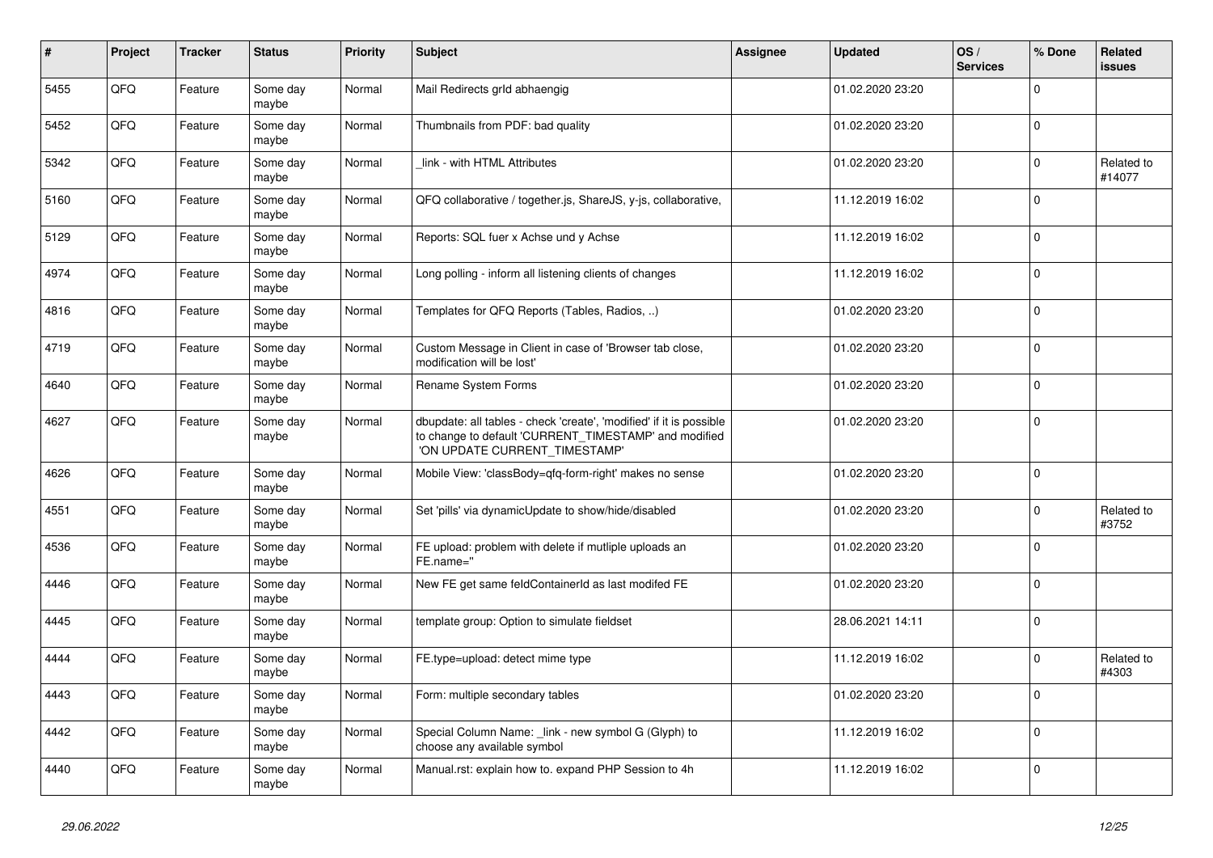| # | Project | Tracker | Status | Priority | Subject | Assignee | Updated | OS / Services | % Done | Related issues |
|---|---|---|---|---|---|---|---|---|---|---|
| 5455 | QFQ | Feature | Some day maybe | Normal | Mail Redirects grId abhaengig | | 01.02.2020 23:20 | | 0 | |
| 5452 | QFQ | Feature | Some day maybe | Normal | Thumbnails from PDF: bad quality | | 01.02.2020 23:20 | | 0 | |
| 5342 | QFQ | Feature | Some day maybe | Normal | _link - with HTML Attributes | | 01.02.2020 23:20 | | 0 | Related to #14077 |
| 5160 | QFQ | Feature | Some day maybe | Normal | QFQ collaborative / together.js, ShareJS, y-js, collaborative, | | 11.12.2019 16:02 | | 0 | |
| 5129 | QFQ | Feature | Some day maybe | Normal | Reports: SQL fuer x Achse und y Achse | | 11.12.2019 16:02 | | 0 | |
| 4974 | QFQ | Feature | Some day maybe | Normal | Long polling - inform all listening clients of changes | | 11.12.2019 16:02 | | 0 | |
| 4816 | QFQ | Feature | Some day maybe | Normal | Templates for QFQ Reports (Tables, Radios, ..) | | 01.02.2020 23:20 | | 0 | |
| 4719 | QFQ | Feature | Some day maybe | Normal | Custom Message in Client in case of 'Browser tab close, modification will be lost' | | 01.02.2020 23:20 | | 0 | |
| 4640 | QFQ | Feature | Some day maybe | Normal | Rename System Forms | | 01.02.2020 23:20 | | 0 | |
| 4627 | QFQ | Feature | Some day maybe | Normal | dbupdate: all tables - check 'create', 'modified' if it is possible to change to default 'CURRENT_TIMESTAMP' and modified 'ON UPDATE CURRENT_TIMESTAMP' | | 01.02.2020 23:20 | | 0 | |
| 4626 | QFQ | Feature | Some day maybe | Normal | Mobile View: 'classBody=qfq-form-right' makes no sense | | 01.02.2020 23:20 | | 0 | |
| 4551 | QFQ | Feature | Some day maybe | Normal | Set 'pills' via dynamicUpdate to show/hide/disabled | | 01.02.2020 23:20 | | 0 | Related to #3752 |
| 4536 | QFQ | Feature | Some day maybe | Normal | FE upload: problem with delete if mutliple uploads an FE.name=" | | 01.02.2020 23:20 | | 0 | |
| 4446 | QFQ | Feature | Some day maybe | Normal | New FE get same feldContainerId as last modifed FE | | 01.02.2020 23:20 | | 0 | |
| 4445 | QFQ | Feature | Some day maybe | Normal | template group: Option to simulate fieldset | | 28.06.2021 14:11 | | 0 | |
| 4444 | QFQ | Feature | Some day maybe | Normal | FE.type=upload: detect mime type | | 11.12.2019 16:02 | | 0 | Related to #4303 |
| 4443 | QFQ | Feature | Some day maybe | Normal | Form: multiple secondary tables | | 01.02.2020 23:20 | | 0 | |
| 4442 | QFQ | Feature | Some day maybe | Normal | Special Column Name: _link - new symbol G (Glyph) to choose any available symbol | | 11.12.2019 16:02 | | 0 | |
| 4440 | QFQ | Feature | Some day maybe | Normal | Manual.rst: explain how to. expand PHP Session to 4h | | 11.12.2019 16:02 | | 0 | |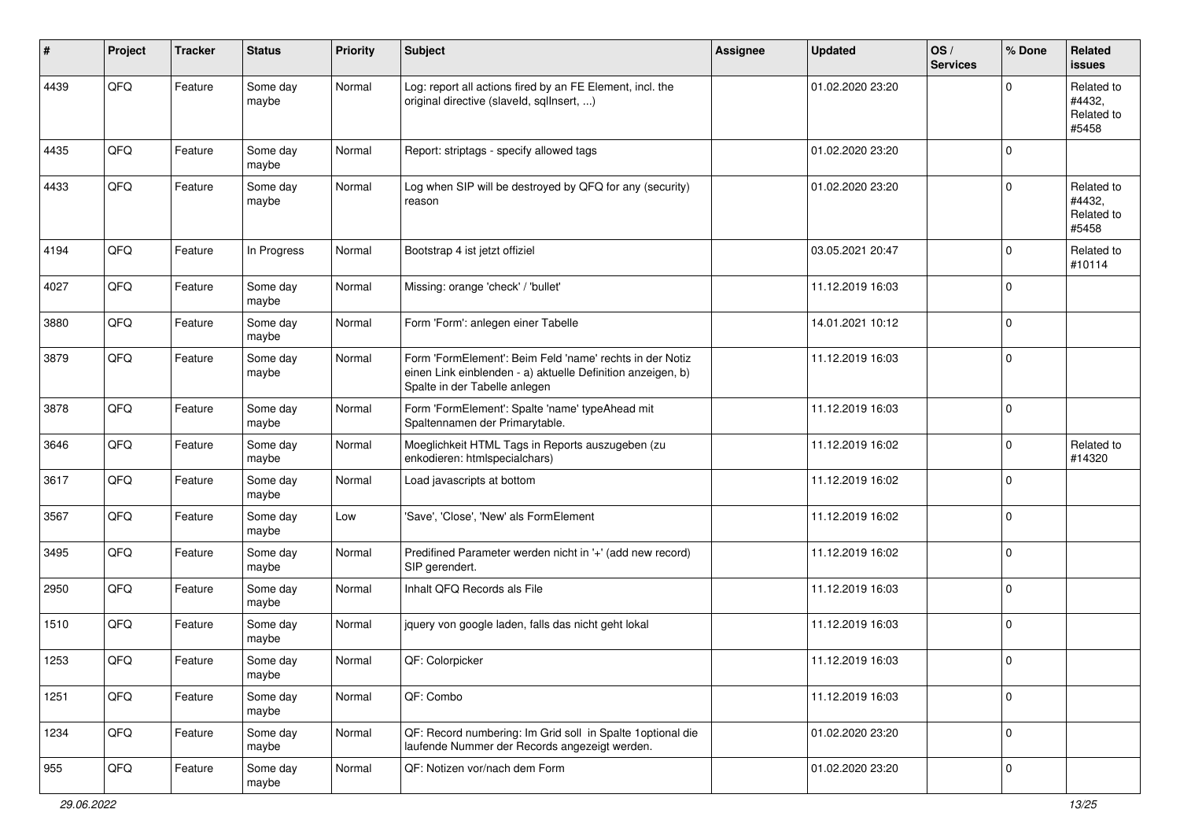| # | Project | Tracker | Status | Priority | Subject | Assignee | Updated | OS / Services | % Done | Related issues |
|---|---|---|---|---|---|---|---|---|---|---|
| 4439 | QFQ | Feature | Some day maybe | Normal | Log: report all actions fired by an FE Element, incl. the original directive (slaveId, sqlInsert, ...) | | 01.02.2020 23:20 | | 0 | Related to #4432, Related to #5458 |
| 4435 | QFQ | Feature | Some day maybe | Normal | Report: striptags - specify allowed tags | | 01.02.2020 23:20 | | 0 | |
| 4433 | QFQ | Feature | Some day maybe | Normal | Log when SIP will be destroyed by QFQ for any (security) reason | | 01.02.2020 23:20 | | 0 | Related to #4432, Related to #5458 |
| 4194 | QFQ | Feature | In Progress | Normal | Bootstrap 4 ist jetzt offiziel | | 03.05.2021 20:47 | | 0 | Related to #10114 |
| 4027 | QFQ | Feature | Some day maybe | Normal | Missing: orange 'check' / 'bullet' | | 11.12.2019 16:03 | | 0 | |
| 3880 | QFQ | Feature | Some day maybe | Normal | Form 'Form': anlegen einer Tabelle | | 14.01.2021 10:12 | | 0 | |
| 3879 | QFQ | Feature | Some day maybe | Normal | Form 'FormElement': Beim Feld 'name' rechts in der Notiz einen Link einblenden - a) aktuelle Definition anzeigen, b) Spalte in der Tabelle anlegen | | 11.12.2019 16:03 | | 0 | |
| 3878 | QFQ | Feature | Some day maybe | Normal | Form 'FormElement': Spalte 'name' typeAhead mit Spaltennamen der Primarytable. | | 11.12.2019 16:03 | | 0 | |
| 3646 | QFQ | Feature | Some day maybe | Normal | Moeglichkeit HTML Tags in Reports auszugeben (zu enkodieren: htmlspecialchars) | | 11.12.2019 16:02 | | 0 | Related to #14320 |
| 3617 | QFQ | Feature | Some day maybe | Normal | Load javascripts at bottom | | 11.12.2019 16:02 | | 0 | |
| 3567 | QFQ | Feature | Some day maybe | Low | 'Save', 'Close', 'New' als FormElement | | 11.12.2019 16:02 | | 0 | |
| 3495 | QFQ | Feature | Some day maybe | Normal | Predifined Parameter werden nicht in '+' (add new record) SIP gerendert. | | 11.12.2019 16:02 | | 0 | |
| 2950 | QFQ | Feature | Some day maybe | Normal | Inhalt QFQ Records als File | | 11.12.2019 16:03 | | 0 | |
| 1510 | QFQ | Feature | Some day maybe | Normal | jquery von google laden, falls das nicht geht lokal | | 11.12.2019 16:03 | | 0 | |
| 1253 | QFQ | Feature | Some day maybe | Normal | QF: Colorpicker | | 11.12.2019 16:03 | | 0 | |
| 1251 | QFQ | Feature | Some day maybe | Normal | QF: Combo | | 11.12.2019 16:03 | | 0 | |
| 1234 | QFQ | Feature | Some day maybe | Normal | QF: Record numbering: Im Grid soll in Spalte 1optional die laufende Nummer der Records angezeigt werden. | | 01.02.2020 23:20 | | 0 | |
| 955 | QFQ | Feature | Some day maybe | Normal | QF: Notizen vor/nach dem Form | | 01.02.2020 23:20 | | 0 | |

29.06.2022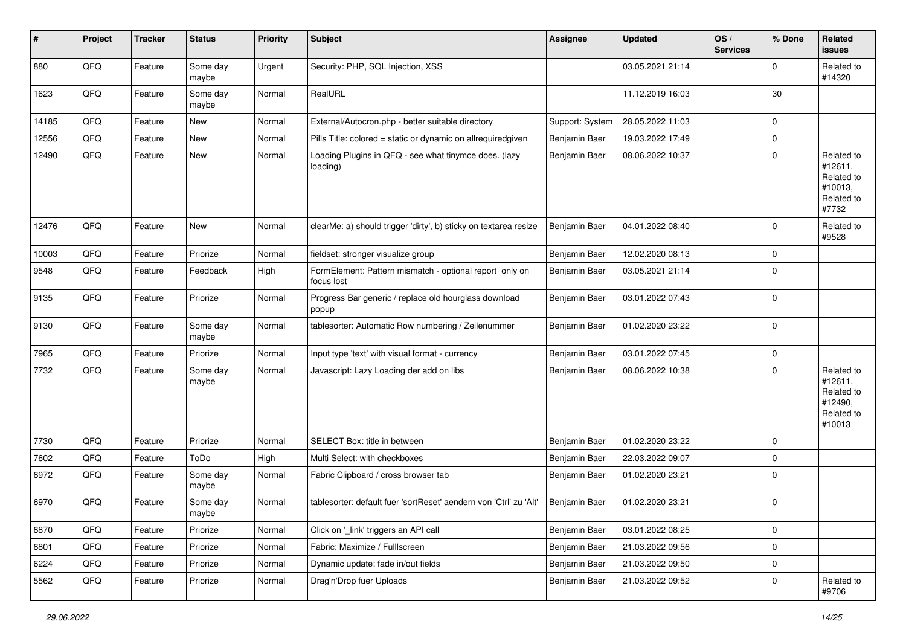| # | Project | Tracker | Status | Priority | Subject | Assignee | Updated | OS / Services | % Done | Related issues |
|---|---|---|---|---|---|---|---|---|---|---|
| 880 | QFQ | Feature | Some day maybe | Urgent | Security: PHP, SQL Injection, XSS | | 03.05.2021 21:14 | | 0 | Related to #14320 |
| 1623 | QFQ | Feature | Some day maybe | Normal | RealURL | | 11.12.2019 16:03 | | 30 | |
| 14185 | QFQ | Feature | New | Normal | External/Autocron.php - better suitable directory | Support: System | 28.05.2022 11:03 | | 0 | |
| 12556 | QFQ | Feature | New | Normal | Pills Title: colored = static or dynamic on allrequiredgiven | Benjamin Baer | 19.03.2022 17:49 | | 0 | |
| 12490 | QFQ | Feature | New | Normal | Loading Plugins in QFQ - see what tinymce does. (lazy loading) | Benjamin Baer | 08.06.2022 10:37 | | 0 | Related to #12611, Related to #10013, Related to #7732 |
| 12476 | QFQ | Feature | New | Normal | clearMe: a) should trigger 'dirty', b) sticky on textarea resize | Benjamin Baer | 04.01.2022 08:40 | | 0 | Related to #9528 |
| 10003 | QFQ | Feature | Priorize | Normal | fieldset: stronger visualize group | Benjamin Baer | 12.02.2020 08:13 | | 0 | |
| 9548 | QFQ | Feature | Feedback | High | FormElement: Pattern mismatch - optional report only on focus lost | Benjamin Baer | 03.05.2021 21:14 | | 0 | |
| 9135 | QFQ | Feature | Priorize | Normal | Progress Bar generic / replace old hourglass download popup | Benjamin Baer | 03.01.2022 07:43 | | 0 | |
| 9130 | QFQ | Feature | Some day maybe | Normal | tablesorter: Automatic Row numbering / Zeilenummer | Benjamin Baer | 01.02.2020 23:22 | | 0 | |
| 7965 | QFQ | Feature | Priorize | Normal | Input type 'text' with visual format - currency | Benjamin Baer | 03.01.2022 07:45 | | 0 | |
| 7732 | QFQ | Feature | Some day maybe | Normal | Javascript: Lazy Loading der add on libs | Benjamin Baer | 08.06.2022 10:38 | | 0 | Related to #12611, Related to #12490, Related to #10013 |
| 7730 | QFQ | Feature | Priorize | Normal | SELECT Box: title in between | Benjamin Baer | 01.02.2020 23:22 | | 0 | |
| 7602 | QFQ | Feature | ToDo | High | Multi Select: with checkboxes | Benjamin Baer | 22.03.2022 09:07 | | 0 | |
| 6972 | QFQ | Feature | Some day maybe | Normal | Fabric Clipboard / cross browser tab | Benjamin Baer | 01.02.2020 23:21 | | 0 | |
| 6970 | QFQ | Feature | Some day maybe | Normal | tablesorter: default fuer 'sortReset' aendern von 'Ctrl' zu 'Alt' | Benjamin Baer | 01.02.2020 23:21 | | 0 | |
| 6870 | QFQ | Feature | Priorize | Normal | Click on '_link' triggers an API call | Benjamin Baer | 03.01.2022 08:25 | | 0 | |
| 6801 | QFQ | Feature | Priorize | Normal | Fabric: Maximize / Fulllscreen | Benjamin Baer | 21.03.2022 09:56 | | 0 | |
| 6224 | QFQ | Feature | Priorize | Normal | Dynamic update: fade in/out fields | Benjamin Baer | 21.03.2022 09:50 | | 0 | |
| 5562 | QFQ | Feature | Priorize | Normal | Drag'n'Drop fuer Uploads | Benjamin Baer | 21.03.2022 09:52 | | 0 | Related to #9706 |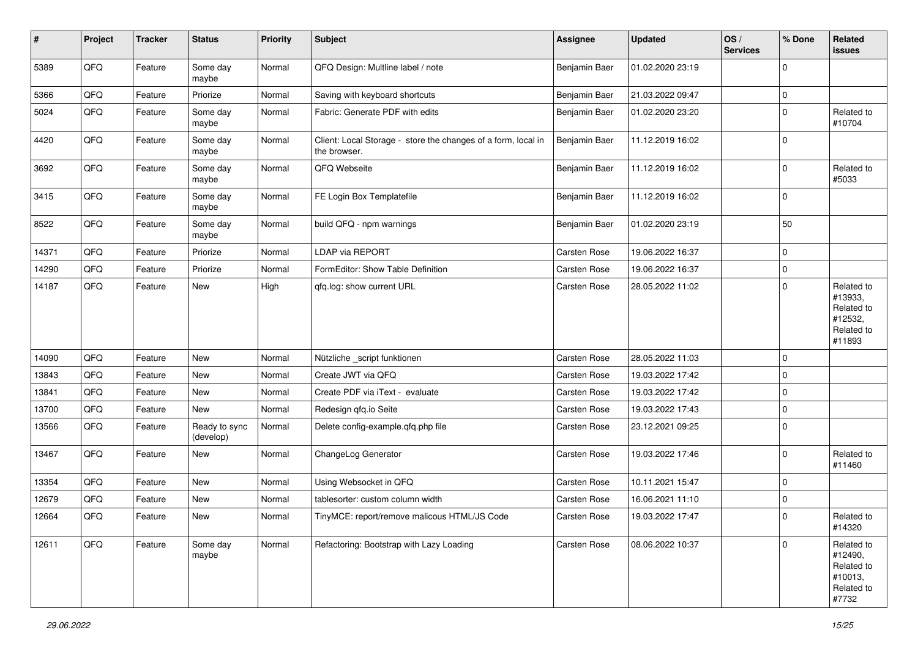| # | Project | Tracker | Status | Priority | Subject | Assignee | Updated | OS / Services | % Done | Related issues |
|---|---|---|---|---|---|---|---|---|---|---|
| 5389 | QFQ | Feature | Some day maybe | Normal | QFQ Design: Multline label / note | Benjamin Baer | 01.02.2020 23:19 | | 0 | |
| 5366 | QFQ | Feature | Priorize | Normal | Saving with keyboard shortcuts | Benjamin Baer | 21.03.2022 09:47 | | 0 | |
| 5024 | QFQ | Feature | Some day maybe | Normal | Fabric: Generate PDF with edits | Benjamin Baer | 01.02.2020 23:20 | | 0 | Related to #10704 |
| 4420 | QFQ | Feature | Some day maybe | Normal | Client: Local Storage - store the changes of a form, local in the browser. | Benjamin Baer | 11.12.2019 16:02 | | 0 | |
| 3692 | QFQ | Feature | Some day maybe | Normal | QFQ Webseite | Benjamin Baer | 11.12.2019 16:02 | | 0 | Related to #5033 |
| 3415 | QFQ | Feature | Some day maybe | Normal | FE Login Box Templatefile | Benjamin Baer | 11.12.2019 16:02 | | 0 | |
| 8522 | QFQ | Feature | Some day maybe | Normal | build QFQ - npm warnings | Benjamin Baer | 01.02.2020 23:19 | | 50 | |
| 14371 | QFQ | Feature | Priorize | Normal | LDAP via REPORT | Carsten Rose | 19.06.2022 16:37 | | 0 | |
| 14290 | QFQ | Feature | Priorize | Normal | FormEditor: Show Table Definition | Carsten Rose | 19.06.2022 16:37 | | 0 | |
| 14187 | QFQ | Feature | New | High | qfq.log: show current URL | Carsten Rose | 28.05.2022 11:02 | | 0 | Related to #13933, Related to #12532, Related to #11893 |
| 14090 | QFQ | Feature | New | Normal | Nützliche _script funktionen | Carsten Rose | 28.05.2022 11:03 | | 0 | |
| 13843 | QFQ | Feature | New | Normal | Create JWT via QFQ | Carsten Rose | 19.03.2022 17:42 | | 0 | |
| 13841 | QFQ | Feature | New | Normal | Create PDF via iText - evaluate | Carsten Rose | 19.03.2022 17:42 | | 0 | |
| 13700 | QFQ | Feature | New | Normal | Redesign qfq.io Seite | Carsten Rose | 19.03.2022 17:43 | | 0 | |
| 13566 | QFQ | Feature | Ready to sync (develop) | Normal | Delete config-example.qfq.php file | Carsten Rose | 23.12.2021 09:25 | | 0 | |
| 13467 | QFQ | Feature | New | Normal | ChangeLog Generator | Carsten Rose | 19.03.2022 17:46 | | 0 | Related to #11460 |
| 13354 | QFQ | Feature | New | Normal | Using Websocket in QFQ | Carsten Rose | 10.11.2021 15:47 | | 0 | |
| 12679 | QFQ | Feature | New | Normal | tablesorter: custom column width | Carsten Rose | 16.06.2021 11:10 | | 0 | |
| 12664 | QFQ | Feature | New | Normal | TinyMCE: report/remove malicous HTML/JS Code | Carsten Rose | 19.03.2022 17:47 | | 0 | Related to #14320 |
| 12611 | QFQ | Feature | Some day maybe | Normal | Refactoring: Bootstrap with Lazy Loading | Carsten Rose | 08.06.2022 10:37 | | 0 | Related to #12490, Related to #10013, Related to #7732 |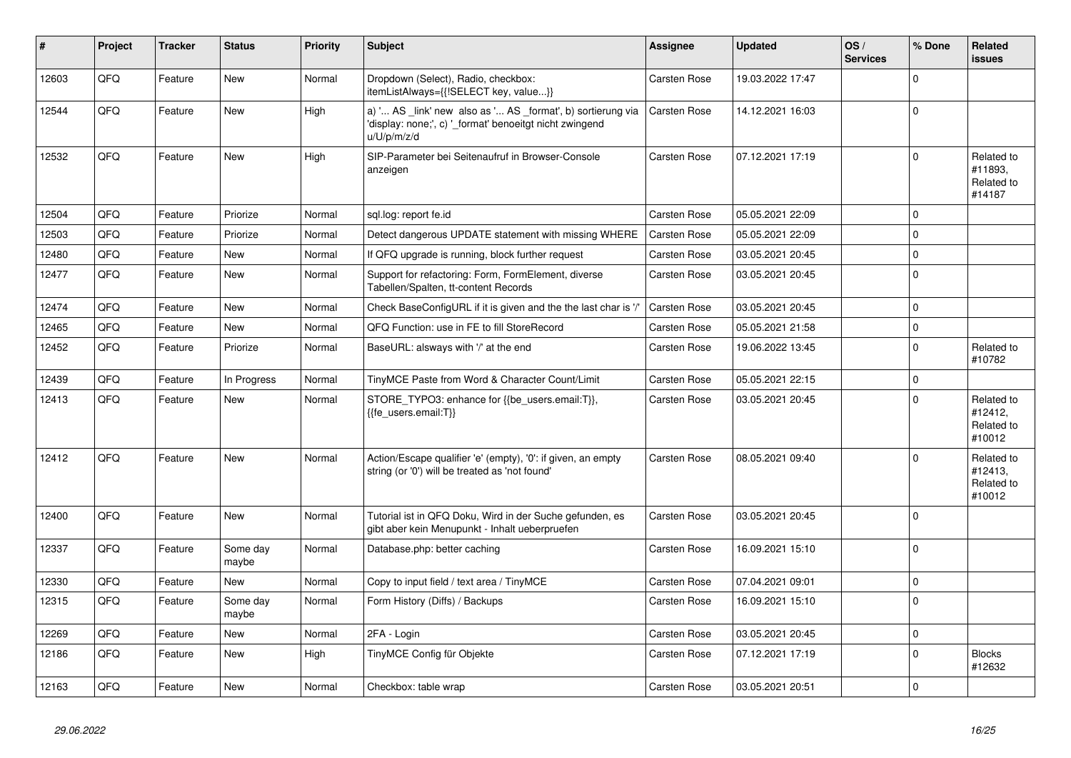| # | Project | Tracker | Status | Priority | Subject | Assignee | Updated | OS / Services | % Done | Related issues |
|---|---|---|---|---|---|---|---|---|---|---|
| 12603 | QFQ | Feature | New | Normal | Dropdown (Select), Radio, checkbox: itemListAlways={{!SELECT key, value...}} | Carsten Rose | 19.03.2022 17:47 | | 0 | |
| 12544 | QFQ | Feature | New | High | a) '... AS _link' new also as '... AS _format', b) sortierung via 'display: none;', c) '_format' benoeitgt nicht zwingend u/U/p/m/z/d | Carsten Rose | 14.12.2021 16:03 | | 0 | |
| 12532 | QFQ | Feature | New | High | SIP-Parameter bei Seitenaufruf in Browser-Console anzeigen | Carsten Rose | 07.12.2021 17:19 | | 0 | Related to #11893, Related to #14187 |
| 12504 | QFQ | Feature | Priorize | Normal | sql.log: report fe.id | Carsten Rose | 05.05.2021 22:09 | | 0 | |
| 12503 | QFQ | Feature | Priorize | Normal | Detect dangerous UPDATE statement with missing WHERE | Carsten Rose | 05.05.2021 22:09 | | 0 | |
| 12480 | QFQ | Feature | New | Normal | If QFQ upgrade is running, block further request | Carsten Rose | 03.05.2021 20:45 | | 0 | |
| 12477 | QFQ | Feature | New | Normal | Support for refactoring: Form, FormElement, diverse Tabellen/Spalten, tt-content Records | Carsten Rose | 03.05.2021 20:45 | | 0 | |
| 12474 | QFQ | Feature | New | Normal | Check BaseConfigURL if it is given and the the last char is '/' | Carsten Rose | 03.05.2021 20:45 | | 0 | |
| 12465 | QFQ | Feature | New | Normal | QFQ Function: use in FE to fill StoreRecord | Carsten Rose | 05.05.2021 21:58 | | 0 | |
| 12452 | QFQ | Feature | Priorize | Normal | BaseURL: alsways with '/' at the end | Carsten Rose | 19.06.2022 13:45 | | 0 | Related to #10782 |
| 12439 | QFQ | Feature | In Progress | Normal | TinyMCE Paste from Word & Character Count/Limit | Carsten Rose | 05.05.2021 22:15 | | 0 | |
| 12413 | QFQ | Feature | New | Normal | STORE_TYPO3: enhance for {{be_users.email:T}}, {{fe_users.email:T}} | Carsten Rose | 03.05.2021 20:45 | | 0 | Related to #12412, Related to #10012 |
| 12412 | QFQ | Feature | New | Normal | Action/Escape qualifier 'e' (empty), '0': if given, an empty string (or '0') will be treated as 'not found' | Carsten Rose | 08.05.2021 09:40 | | 0 | Related to #12413, Related to #10012 |
| 12400 | QFQ | Feature | New | Normal | Tutorial ist in QFQ Doku, Wird in der Suche gefunden, es gibt aber kein Menupunkt - Inhalt ueberpruefen | Carsten Rose | 03.05.2021 20:45 | | 0 | |
| 12337 | QFQ | Feature | Some day maybe | Normal | Database.php: better caching | Carsten Rose | 16.09.2021 15:10 | | 0 | |
| 12330 | QFQ | Feature | New | Normal | Copy to input field / text area / TinyMCE | Carsten Rose | 07.04.2021 09:01 | | 0 | |
| 12315 | QFQ | Feature | Some day maybe | Normal | Form History (Diffs) / Backups | Carsten Rose | 16.09.2021 15:10 | | 0 | |
| 12269 | QFQ | Feature | New | Normal | 2FA - Login | Carsten Rose | 03.05.2021 20:45 | | 0 | |
| 12186 | QFQ | Feature | New | High | TinyMCE Config für Objekte | Carsten Rose | 07.12.2021 17:19 | | 0 | Blocks #12632 |
| 12163 | QFQ | Feature | New | Normal | Checkbox: table wrap | Carsten Rose | 03.05.2021 20:51 | | 0 | |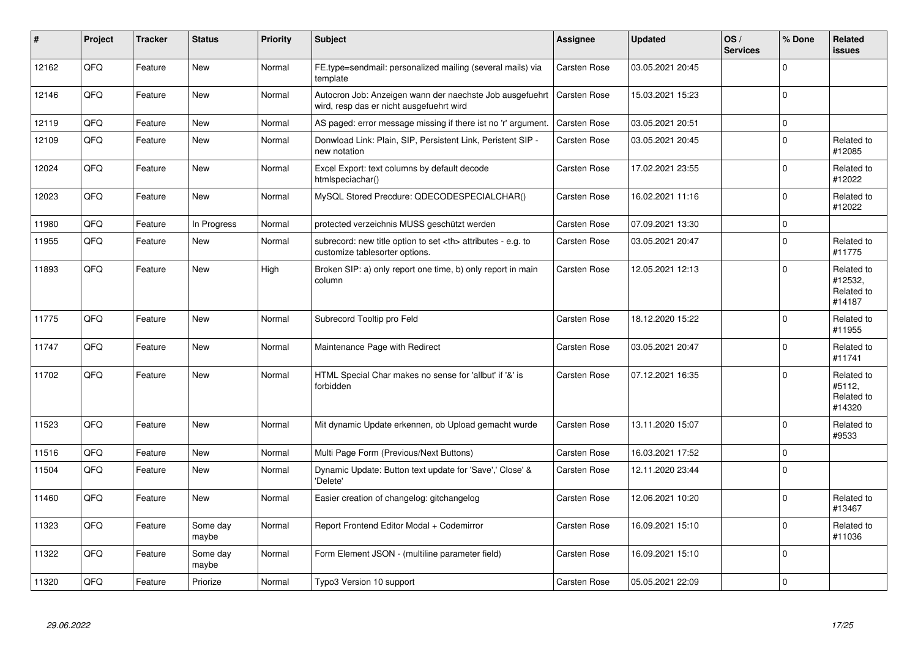| # | Project | Tracker | Status | Priority | Subject | Assignee | Updated | OS / Services | % Done | Related issues |
|---|---|---|---|---|---|---|---|---|---|---|
| 12162 | QFQ | Feature | New | Normal | FE.type=sendmail: personalized mailing (several mails) via template | Carsten Rose | 03.05.2021 20:45 | | 0 | |
| 12146 | QFQ | Feature | New | Normal | Autocron Job: Anzeigen wann der naechste Job ausgefuehrt wird, resp das er nicht ausgefuehrt wird | Carsten Rose | 15.03.2021 15:23 | | 0 | |
| 12119 | QFQ | Feature | New | Normal | AS paged: error message missing if there ist no 'r' argument. | Carsten Rose | 03.05.2021 20:51 | | 0 | |
| 12109 | QFQ | Feature | New | Normal | Donwload Link: Plain, SIP, Persistent Link, Peristent SIP - new notation | Carsten Rose | 03.05.2021 20:45 | | 0 | Related to #12085 |
| 12024 | QFQ | Feature | New | Normal | Excel Export: text columns by default decode htmlspeciachar() | Carsten Rose | 17.02.2021 23:55 | | 0 | Related to #12022 |
| 12023 | QFQ | Feature | New | Normal | MySQL Stored Precdure: QDECODESPECIALCHAR() | Carsten Rose | 16.02.2021 11:16 | | 0 | Related to #12022 |
| 11980 | QFQ | Feature | In Progress | Normal | protected verzeichnis MUSS geschützt werden | Carsten Rose | 07.09.2021 13:30 | | 0 | |
| 11955 | QFQ | Feature | New | Normal | subrecord: new title option to set <th> attributes - e.g. to customize tablesorter options. | Carsten Rose | 03.05.2021 20:47 | | 0 | Related to #11775 |
| 11893 | QFQ | Feature | New | High | Broken SIP: a) only report one time, b) only report in main column | Carsten Rose | 12.05.2021 12:13 | | 0 | Related to #12532, Related to #14187 |
| 11775 | QFQ | Feature | New | Normal | Subrecord Tooltip pro Feld | Carsten Rose | 18.12.2020 15:22 | | 0 | Related to #11955 |
| 11747 | QFQ | Feature | New | Normal | Maintenance Page with Redirect | Carsten Rose | 03.05.2021 20:47 | | 0 | Related to #11741 |
| 11702 | QFQ | Feature | New | Normal | HTML Special Char makes no sense for 'allbut' if '&' is forbidden | Carsten Rose | 07.12.2021 16:35 | | 0 | Related to #5112, Related to #14320 |
| 11523 | QFQ | Feature | New | Normal | Mit dynamic Update erkennen, ob Upload gemacht wurde | Carsten Rose | 13.11.2020 15:07 | | 0 | Related to #9533 |
| 11516 | QFQ | Feature | New | Normal | Multi Page Form (Previous/Next Buttons) | Carsten Rose | 16.03.2021 17:52 | | 0 | |
| 11504 | QFQ | Feature | New | Normal | Dynamic Update: Button text update for 'Save',' Close' & 'Delete' | Carsten Rose | 12.11.2020 23:44 | | 0 | |
| 11460 | QFQ | Feature | New | Normal | Easier creation of changelog: gitchangelog | Carsten Rose | 12.06.2021 10:20 | | 0 | Related to #13467 |
| 11323 | QFQ | Feature | Some day maybe | Normal | Report Frontend Editor Modal + Codemirror | Carsten Rose | 16.09.2021 15:10 | | 0 | Related to #11036 |
| 11322 | QFQ | Feature | Some day maybe | Normal | Form Element JSON - (multiline parameter field) | Carsten Rose | 16.09.2021 15:10 | | 0 | |
| 11320 | QFQ | Feature | Priorize | Normal | Typo3 Version 10 support | Carsten Rose | 05.05.2021 22:09 | | 0 | |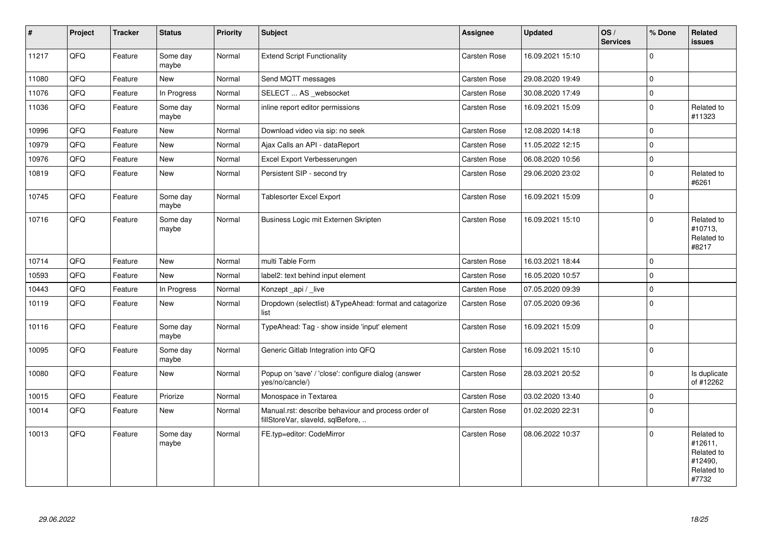| # | Project | Tracker | Status | Priority | Subject | Assignee | Updated | OS / Services | % Done | Related issues |
|---|---|---|---|---|---|---|---|---|---|---|
| 11217 | QFQ | Feature | Some day maybe | Normal | Extend Script Functionality | Carsten Rose | 16.09.2021 15:10 | | 0 | |
| 11080 | QFQ | Feature | New | Normal | Send MQTT messages | Carsten Rose | 29.08.2020 19:49 | | 0 | |
| 11076 | QFQ | Feature | In Progress | Normal | SELECT ... AS _websocket | Carsten Rose | 30.08.2020 17:49 | | 0 | |
| 11036 | QFQ | Feature | Some day maybe | Normal | inline report editor permissions | Carsten Rose | 16.09.2021 15:09 | | 0 | Related to #11323 |
| 10996 | QFQ | Feature | New | Normal | Download video via sip: no seek | Carsten Rose | 12.08.2020 14:18 | | 0 | |
| 10979 | QFQ | Feature | New | Normal | Ajax Calls an API - dataReport | Carsten Rose | 11.05.2022 12:15 | | 0 | |
| 10976 | QFQ | Feature | New | Normal | Excel Export Verbesserungen | Carsten Rose | 06.08.2020 10:56 | | 0 | |
| 10819 | QFQ | Feature | New | Normal | Persistent SIP - second try | Carsten Rose | 29.06.2020 23:02 | | 0 | Related to #6261 |
| 10745 | QFQ | Feature | Some day maybe | Normal | Tablesorter Excel Export | Carsten Rose | 16.09.2021 15:09 | | 0 | |
| 10716 | QFQ | Feature | Some day maybe | Normal | Business Logic mit Externen Skripten | Carsten Rose | 16.09.2021 15:10 | | 0 | Related to #10713, Related to #8217 |
| 10714 | QFQ | Feature | New | Normal | multi Table Form | Carsten Rose | 16.03.2021 18:44 | | 0 | |
| 10593 | QFQ | Feature | New | Normal | label2: text behind input element | Carsten Rose | 16.05.2020 10:57 | | 0 | |
| 10443 | QFQ | Feature | In Progress | Normal | Konzept _api / _live | Carsten Rose | 07.05.2020 09:39 | | 0 | |
| 10119 | QFQ | Feature | New | Normal | Dropdown (selectlist) &TypeAhead: format and catagorize list | Carsten Rose | 07.05.2020 09:36 | | 0 | |
| 10116 | QFQ | Feature | Some day maybe | Normal | TypeAhead: Tag - show inside 'input' element | Carsten Rose | 16.09.2021 15:09 | | 0 | |
| 10095 | QFQ | Feature | Some day maybe | Normal | Generic Gitlab Integration into QFQ | Carsten Rose | 16.09.2021 15:10 | | 0 | |
| 10080 | QFQ | Feature | New | Normal | Popup on 'save' / 'close': configure dialog (answer yes/no/cancle/) | Carsten Rose | 28.03.2021 20:52 | | 0 | Is duplicate of #12262 |
| 10015 | QFQ | Feature | Priorize | Normal | Monospace in Textarea | Carsten Rose | 03.02.2020 13:40 | | 0 | |
| 10014 | QFQ | Feature | New | Normal | Manual.rst: describe behaviour and process order of fillStoreVar, slaveId, sqlBefore, .. | Carsten Rose | 01.02.2020 22:31 | | 0 | |
| 10013 | QFQ | Feature | Some day maybe | Normal | FE.typ=editor: CodeMirror | Carsten Rose | 08.06.2022 10:37 | | 0 | Related to #12611, Related to #12490, Related to #7732 |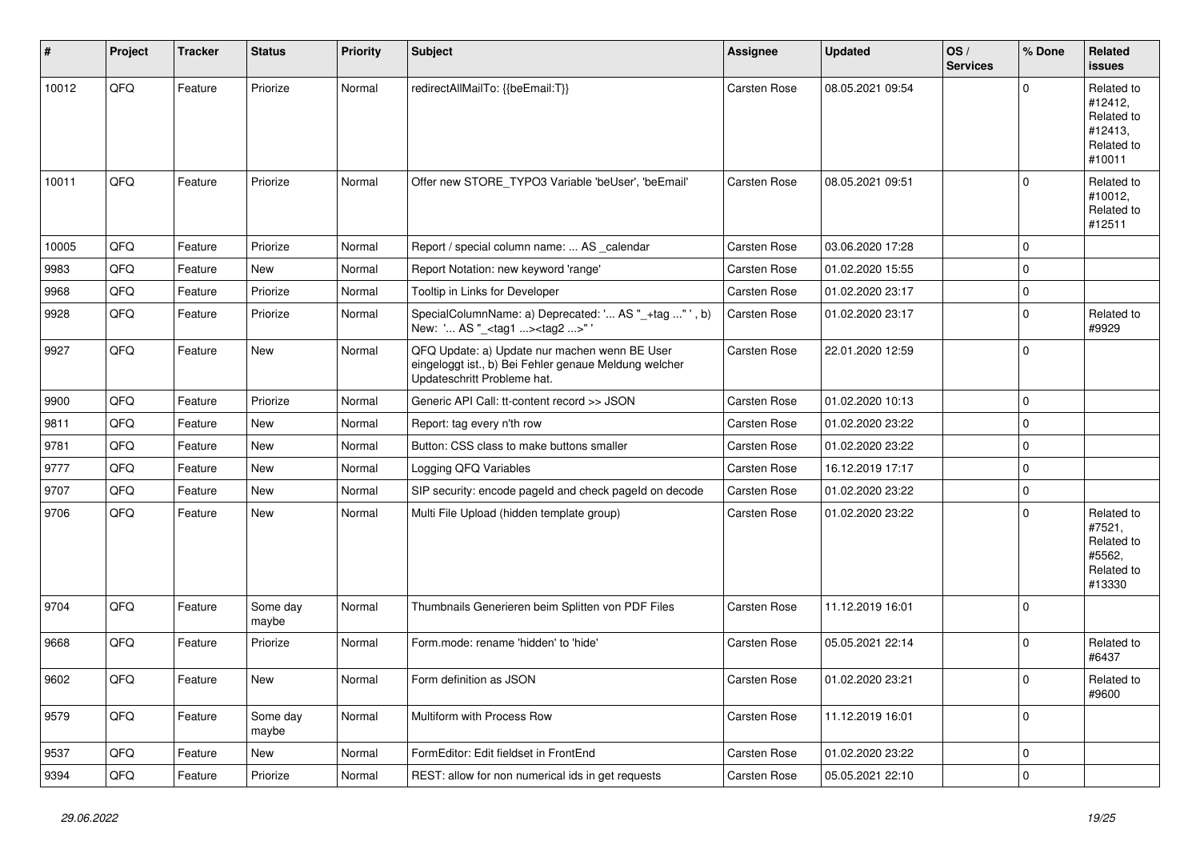| # | Project | Tracker | Status | Priority | Subject | Assignee | Updated | OS / Services | % Done | Related issues |
|---|---|---|---|---|---|---|---|---|---|---|
| 10012 | QFQ | Feature | Priorize | Normal | redirectAllMailTo: {{beEmail:T}} | Carsten Rose | 08.05.2021 09:54 | | 0 | Related to #12412, Related to #12413, Related to #10011 |
| 10011 | QFQ | Feature | Priorize | Normal | Offer new STORE_TYPO3 Variable 'beUser', 'beEmail' | Carsten Rose | 08.05.2021 09:51 | | 0 | Related to #10012, Related to #12511 |
| 10005 | QFQ | Feature | Priorize | Normal | Report / special column name: ... AS _calendar | Carsten Rose | 03.06.2020 17:28 | | 0 | |
| 9983 | QFQ | Feature | New | Normal | Report Notation: new keyword 'range' | Carsten Rose | 01.02.2020 15:55 | | 0 | |
| 9968 | QFQ | Feature | Priorize | Normal | Tooltip in Links for Developer | Carsten Rose | 01.02.2020 23:17 | | 0 | |
| 9928 | QFQ | Feature | Priorize | Normal | SpecialColumnName: a) Deprecated: '... AS "_+tag ..." ', b) New: '... AS "_<tag1 ...><tag2 ...>" ' | Carsten Rose | 01.02.2020 23:17 | | 0 | Related to #9929 |
| 9927 | QFQ | Feature | New | Normal | QFQ Update: a) Update nur machen wenn BE User eingeloggt ist., b) Bei Fehler genaue Meldung welcher Updateschritt Probleme hat. | Carsten Rose | 22.01.2020 12:59 | | 0 | |
| 9900 | QFQ | Feature | Priorize | Normal | Generic API Call: tt-content record >> JSON | Carsten Rose | 01.02.2020 10:13 | | 0 | |
| 9811 | QFQ | Feature | New | Normal | Report: tag every n'th row | Carsten Rose | 01.02.2020 23:22 | | 0 | |
| 9781 | QFQ | Feature | New | Normal | Button: CSS class to make buttons smaller | Carsten Rose | 01.02.2020 23:22 | | 0 | |
| 9777 | QFQ | Feature | New | Normal | Logging QFQ Variables | Carsten Rose | 16.12.2019 17:17 | | 0 | |
| 9707 | QFQ | Feature | New | Normal | SIP security: encode pageId and check pageId on decode | Carsten Rose | 01.02.2020 23:22 | | 0 | |
| 9706 | QFQ | Feature | New | Normal | Multi File Upload (hidden template group) | Carsten Rose | 01.02.2020 23:22 | | 0 | Related to #7521, Related to #5562, Related to #13330 |
| 9704 | QFQ | Feature | Some day maybe | Normal | Thumbnails Generieren beim Splitten von PDF Files | Carsten Rose | 11.12.2019 16:01 | | 0 | |
| 9668 | QFQ | Feature | Priorize | Normal | Form.mode: rename 'hidden' to 'hide' | Carsten Rose | 05.05.2021 22:14 | | 0 | Related to #6437 |
| 9602 | QFQ | Feature | New | Normal | Form definition as JSON | Carsten Rose | 01.02.2020 23:21 | | 0 | Related to #9600 |
| 9579 | QFQ | Feature | Some day maybe | Normal | Multiform with Process Row | Carsten Rose | 11.12.2019 16:01 | | 0 | |
| 9537 | QFQ | Feature | New | Normal | FormEditor: Edit fieldset in FrontEnd | Carsten Rose | 01.02.2020 23:22 | | 0 | |
| 9394 | QFQ | Feature | Priorize | Normal | REST: allow for non numerical ids in get requests | Carsten Rose | 05.05.2021 22:10 | | 0 | |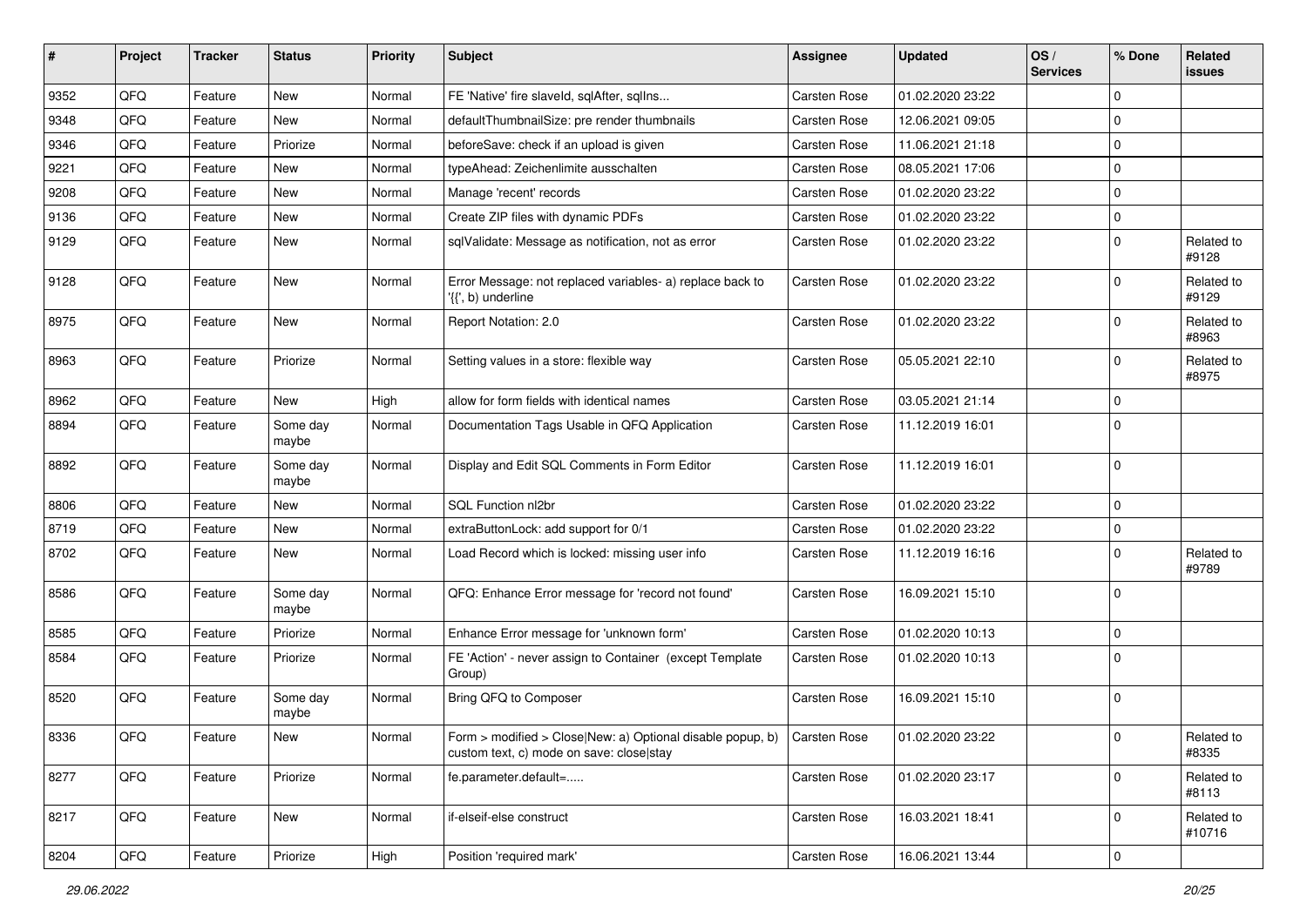| # | Project | Tracker | Status | Priority | Subject | Assignee | Updated | OS / Services | % Done | Related issues |
|---|---|---|---|---|---|---|---|---|---|---|
| 9352 | QFQ | Feature | New | Normal | FE 'Native' fire slaveId, sqlAfter, sqlIns... | Carsten Rose | 01.02.2020 23:22 | | 0 | |
| 9348 | QFQ | Feature | New | Normal | defaultThumbnailSize: pre render thumbnails | Carsten Rose | 12.06.2021 09:05 | | 0 | |
| 9346 | QFQ | Feature | Priorize | Normal | beforeSave: check if an upload is given | Carsten Rose | 11.06.2021 21:18 | | 0 | |
| 9221 | QFQ | Feature | New | Normal | typeAhead: Zeichenlimite ausschalten | Carsten Rose | 08.05.2021 17:06 | | 0 | |
| 9208 | QFQ | Feature | New | Normal | Manage 'recent' records | Carsten Rose | 01.02.2020 23:22 | | 0 | |
| 9136 | QFQ | Feature | New | Normal | Create ZIP files with dynamic PDFs | Carsten Rose | 01.02.2020 23:22 | | 0 | |
| 9129 | QFQ | Feature | New | Normal | sqlValidate: Message as notification, not as error | Carsten Rose | 01.02.2020 23:22 | | 0 | Related to #9128 |
| 9128 | QFQ | Feature | New | Normal | Error Message: not replaced variables- a) replace back to '{{', b) underline | Carsten Rose | 01.02.2020 23:22 | | 0 | Related to #9129 |
| 8975 | QFQ | Feature | New | Normal | Report Notation: 2.0 | Carsten Rose | 01.02.2020 23:22 | | 0 | Related to #8963 |
| 8963 | QFQ | Feature | Priorize | Normal | Setting values in a store: flexible way | Carsten Rose | 05.05.2021 22:10 | | 0 | Related to #8975 |
| 8962 | QFQ | Feature | New | High | allow for form fields with identical names | Carsten Rose | 03.05.2021 21:14 | | 0 | |
| 8894 | QFQ | Feature | Some day maybe | Normal | Documentation Tags Usable in QFQ Application | Carsten Rose | 11.12.2019 16:01 | | 0 | |
| 8892 | QFQ | Feature | Some day maybe | Normal | Display and Edit SQL Comments in Form Editor | Carsten Rose | 11.12.2019 16:01 | | 0 | |
| 8806 | QFQ | Feature | New | Normal | SQL Function nl2br | Carsten Rose | 01.02.2020 23:22 | | 0 | |
| 8719 | QFQ | Feature | New | Normal | extraButtonLock: add support for 0/1 | Carsten Rose | 01.02.2020 23:22 | | 0 | |
| 8702 | QFQ | Feature | New | Normal | Load Record which is locked: missing user info | Carsten Rose | 11.12.2019 16:16 | | 0 | Related to #9789 |
| 8586 | QFQ | Feature | Some day maybe | Normal | QFQ: Enhance Error message for 'record not found' | Carsten Rose | 16.09.2021 15:10 | | 0 | |
| 8585 | QFQ | Feature | Priorize | Normal | Enhance Error message for 'unknown form' | Carsten Rose | 01.02.2020 10:13 | | 0 | |
| 8584 | QFQ | Feature | Priorize | Normal | FE 'Action' - never assign to Container (except Template Group) | Carsten Rose | 01.02.2020 10:13 | | 0 | |
| 8520 | QFQ | Feature | Some day maybe | Normal | Bring QFQ to Composer | Carsten Rose | 16.09.2021 15:10 | | 0 | |
| 8336 | QFQ | Feature | New | Normal | Form > modified > Close\|New: a) Optional disable popup, b) custom text, c) mode on save: close\|stay | Carsten Rose | 01.02.2020 23:22 | | 0 | Related to #8335 |
| 8277 | QFQ | Feature | Priorize | Normal | fe.parameter.default=..... | Carsten Rose | 01.02.2020 23:17 | | 0 | Related to #8113 |
| 8217 | QFQ | Feature | New | Normal | if-elseif-else construct | Carsten Rose | 16.03.2021 18:41 | | 0 | Related to #10716 |
| 8204 | QFQ | Feature | Priorize | High | Position 'required mark' | Carsten Rose | 16.06.2021 13:44 | | 0 | |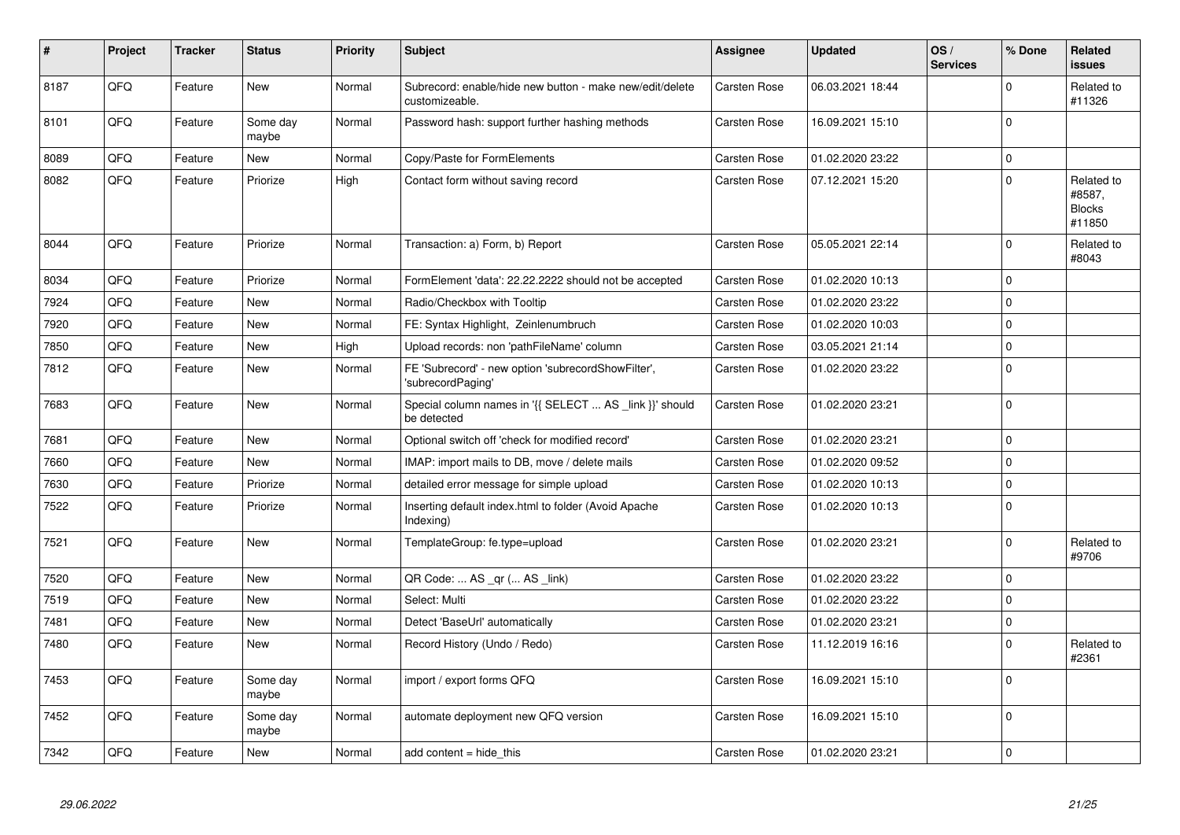| # | Project | Tracker | Status | Priority | Subject | Assignee | Updated | OS / Services | % Done | Related issues |
|---|---|---|---|---|---|---|---|---|---|---|
| 8187 | QFQ | Feature | New | Normal | Subrecord: enable/hide new button - make new/edit/delete customizeable. | Carsten Rose | 06.03.2021 18:44 | | 0 | Related to #11326 |
| 8101 | QFQ | Feature | Some day maybe | Normal | Password hash: support further hashing methods | Carsten Rose | 16.09.2021 15:10 | | 0 | |
| 8089 | QFQ | Feature | New | Normal | Copy/Paste for FormElements | Carsten Rose | 01.02.2020 23:22 | | 0 | |
| 8082 | QFQ | Feature | Priorize | High | Contact form without saving record | Carsten Rose | 07.12.2021 15:20 | | 0 | Related to #8587, Blocks #11850 |
| 8044 | QFQ | Feature | Priorize | Normal | Transaction: a) Form, b) Report | Carsten Rose | 05.05.2021 22:14 | | 0 | Related to #8043 |
| 8034 | QFQ | Feature | Priorize | Normal | FormElement 'data': 22.22.2222 should not be accepted | Carsten Rose | 01.02.2020 10:13 | | 0 | |
| 7924 | QFQ | Feature | New | Normal | Radio/Checkbox with Tooltip | Carsten Rose | 01.02.2020 23:22 | | 0 | |
| 7920 | QFQ | Feature | New | Normal | FE: Syntax Highlight, Zeinlenumbruch | Carsten Rose | 01.02.2020 10:03 | | 0 | |
| 7850 | QFQ | Feature | New | High | Upload records: non 'pathFileName' column | Carsten Rose | 03.05.2021 21:14 | | 0 | |
| 7812 | QFQ | Feature | New | Normal | FE 'Subrecord' - new option 'subrecordShowFilter', 'subrecordPaging' | Carsten Rose | 01.02.2020 23:22 | | 0 | |
| 7683 | QFQ | Feature | New | Normal | Special column names in '{{ SELECT ... AS _link }}' should be detected | Carsten Rose | 01.02.2020 23:21 | | 0 | |
| 7681 | QFQ | Feature | New | Normal | Optional switch off 'check for modified record' | Carsten Rose | 01.02.2020 23:21 | | 0 | |
| 7660 | QFQ | Feature | New | Normal | IMAP: import mails to DB, move / delete mails | Carsten Rose | 01.02.2020 09:52 | | 0 | |
| 7630 | QFQ | Feature | Priorize | Normal | detailed error message for simple upload | Carsten Rose | 01.02.2020 10:13 | | 0 | |
| 7522 | QFQ | Feature | Priorize | Normal | Inserting default index.html to folder (Avoid Apache Indexing) | Carsten Rose | 01.02.2020 10:13 | | 0 | |
| 7521 | QFQ | Feature | New | Normal | TemplateGroup: fe.type=upload | Carsten Rose | 01.02.2020 23:21 | | 0 | Related to #9706 |
| 7520 | QFQ | Feature | New | Normal | QR Code: ... AS _qr (... AS _link) | Carsten Rose | 01.02.2020 23:22 | | 0 | |
| 7519 | QFQ | Feature | New | Normal | Select: Multi | Carsten Rose | 01.02.2020 23:22 | | 0 | |
| 7481 | QFQ | Feature | New | Normal | Detect 'BaseUrl' automatically | Carsten Rose | 01.02.2020 23:21 | | 0 | |
| 7480 | QFQ | Feature | New | Normal | Record History (Undo / Redo) | Carsten Rose | 11.12.2019 16:16 | | 0 | Related to #2361 |
| 7453 | QFQ | Feature | Some day maybe | Normal | import / export forms QFQ | Carsten Rose | 16.09.2021 15:10 | | 0 | |
| 7452 | QFQ | Feature | Some day maybe | Normal | automate deployment new QFQ version | Carsten Rose | 16.09.2021 15:10 | | 0 | |
| 7342 | QFQ | Feature | New | Normal | add content = hide_this | Carsten Rose | 01.02.2020 23:21 | | 0 | |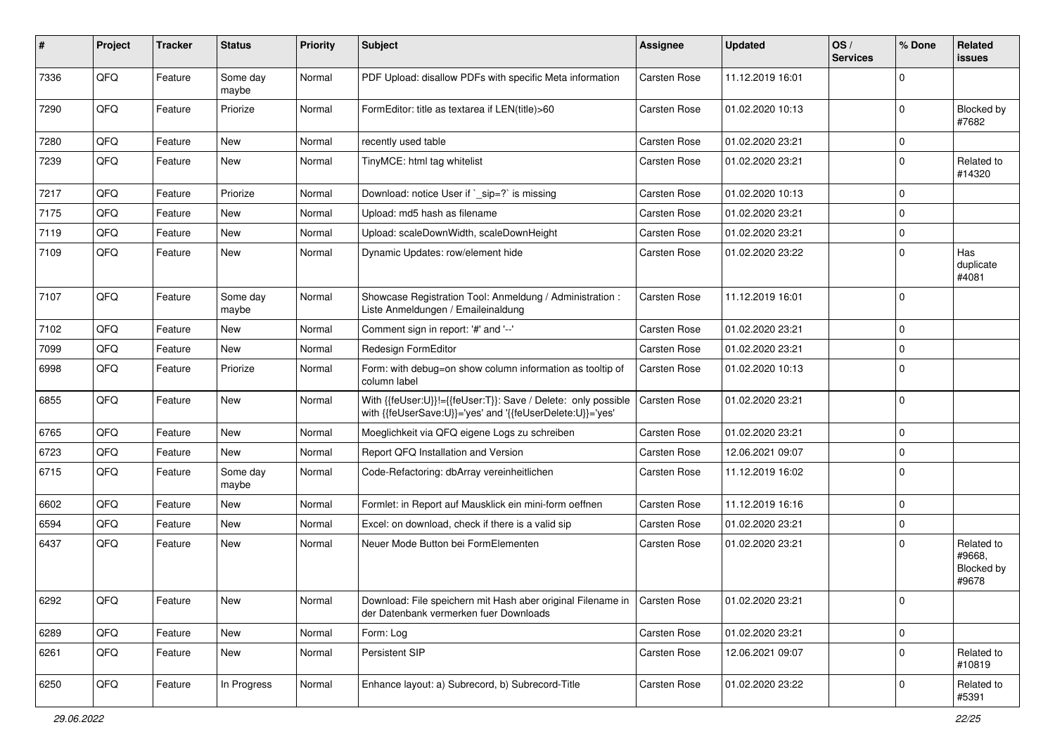| # | Project | Tracker | Status | Priority | Subject | Assignee | Updated | OS / Services | % Done | Related issues |
|---|---|---|---|---|---|---|---|---|---|---|
| 7336 | QFQ | Feature | Some day maybe | Normal | PDF Upload: disallow PDFs with specific Meta information | Carsten Rose | 11.12.2019 16:01 | | 0 | |
| 7290 | QFQ | Feature | Priorize | Normal | FormEditor: title as textarea if LEN(title)>60 | Carsten Rose | 01.02.2020 10:13 | | 0 | Blocked by #7682 |
| 7280 | QFQ | Feature | New | Normal | recently used table | Carsten Rose | 01.02.2020 23:21 | | 0 | |
| 7239 | QFQ | Feature | New | Normal | TinyMCE: html tag whitelist | Carsten Rose | 01.02.2020 23:21 | | 0 | Related to #14320 |
| 7217 | QFQ | Feature | Priorize | Normal | Download: notice User if `_sip=?` is missing | Carsten Rose | 01.02.2020 10:13 | | 0 | |
| 7175 | QFQ | Feature | New | Normal | Upload: md5 hash as filename | Carsten Rose | 01.02.2020 23:21 | | 0 | |
| 7119 | QFQ | Feature | New | Normal | Upload: scaleDownWidth, scaleDownHeight | Carsten Rose | 01.02.2020 23:21 | | 0 | |
| 7109 | QFQ | Feature | New | Normal | Dynamic Updates: row/element hide | Carsten Rose | 01.02.2020 23:22 | | 0 | Has duplicate #4081 |
| 7107 | QFQ | Feature | Some day maybe | Normal | Showcase Registration Tool: Anmeldung / Administration : Liste Anmeldungen / Emaileinaldung | Carsten Rose | 11.12.2019 16:01 | | 0 | |
| 7102 | QFQ | Feature | New | Normal | Comment sign in report: '#' and '--' | Carsten Rose | 01.02.2020 23:21 | | 0 | |
| 7099 | QFQ | Feature | New | Normal | Redesign FormEditor | Carsten Rose | 01.02.2020 23:21 | | 0 | |
| 6998 | QFQ | Feature | Priorize | Normal | Form: with debug=on show column information as tooltip of column label | Carsten Rose | 01.02.2020 10:13 | | 0 | |
| 6855 | QFQ | Feature | New | Normal | With {{feUser:U}}!={{feUser:T}}: Save / Delete: only possible with {{feUserSave:U}}='yes' and '{{feUserDelete:U}}='yes' | Carsten Rose | 01.02.2020 23:21 | | 0 | |
| 6765 | QFQ | Feature | New | Normal | Moeglichkeit via QFQ eigene Logs zu schreiben | Carsten Rose | 01.02.2020 23:21 | | 0 | |
| 6723 | QFQ | Feature | New | Normal | Report QFQ Installation and Version | Carsten Rose | 12.06.2021 09:07 | | 0 | |
| 6715 | QFQ | Feature | Some day maybe | Normal | Code-Refactoring: dbArray vereinheitlichen | Carsten Rose | 11.12.2019 16:02 | | 0 | |
| 6602 | QFQ | Feature | New | Normal | Formlet: in Report auf Mausklick ein mini-form oeffnen | Carsten Rose | 11.12.2019 16:16 | | 0 | |
| 6594 | QFQ | Feature | New | Normal | Excel: on download, check if there is a valid sip | Carsten Rose | 01.02.2020 23:21 | | 0 | |
| 6437 | QFQ | Feature | New | Normal | Neuer Mode Button bei FormElementen | Carsten Rose | 01.02.2020 23:21 | | 0 | Related to #9668, Blocked by #9678 |
| 6292 | QFQ | Feature | New | Normal | Download: File speichern mit Hash aber original Filename in der Datenbank vermerken fuer Downloads | Carsten Rose | 01.02.2020 23:21 | | 0 | |
| 6289 | QFQ | Feature | New | Normal | Form: Log | Carsten Rose | 01.02.2020 23:21 | | 0 | |
| 6261 | QFQ | Feature | New | Normal | Persistent SIP | Carsten Rose | 12.06.2021 09:07 | | 0 | Related to #10819 |
| 6250 | QFQ | Feature | In Progress | Normal | Enhance layout: a) Subrecord, b) Subrecord-Title | Carsten Rose | 01.02.2020 23:22 | | 0 | Related to #5391 |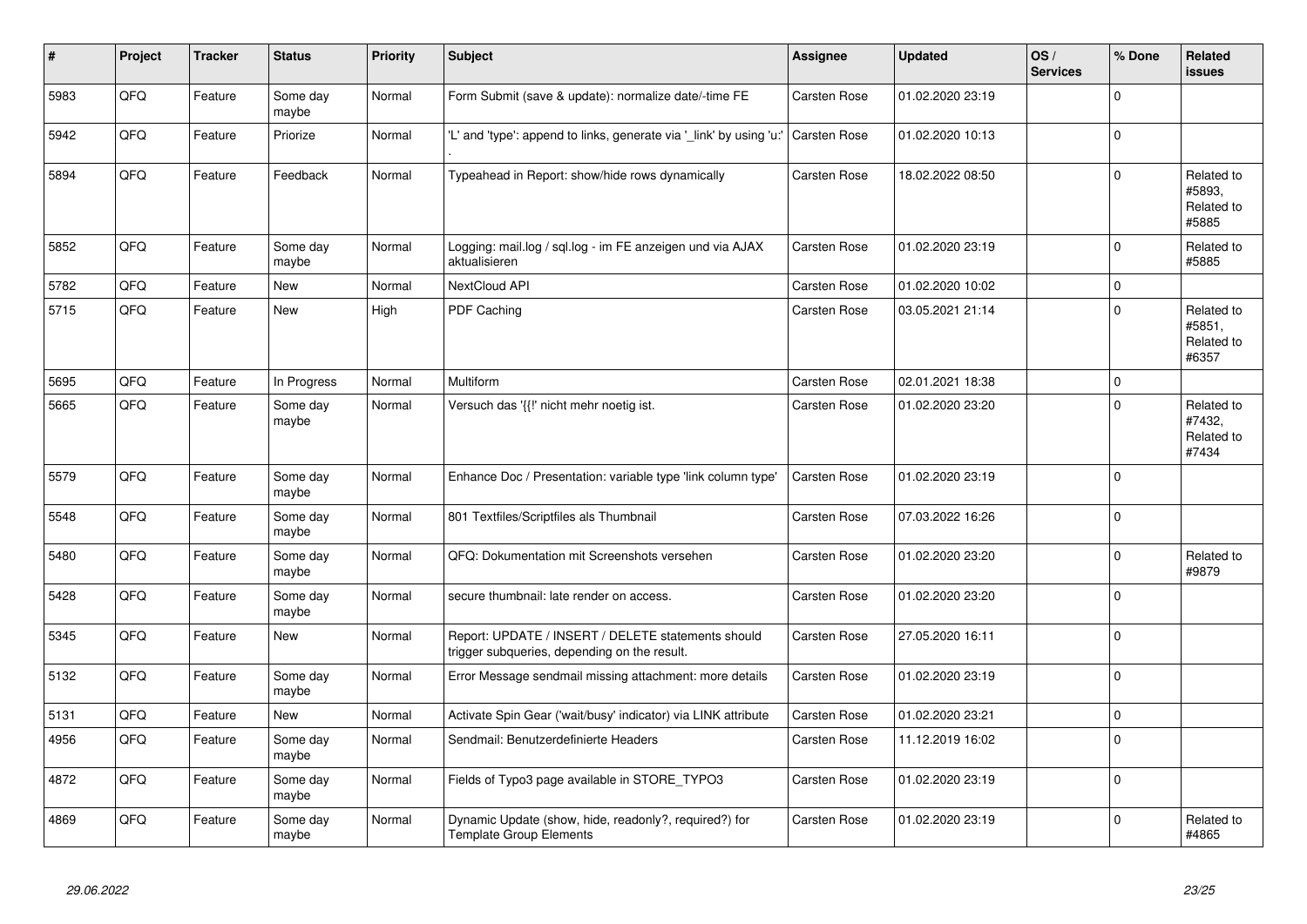| # | Project | Tracker | Status | Priority | Subject | Assignee | Updated | OS / Services | % Done | Related issues |
|---|---|---|---|---|---|---|---|---|---|---|
| 5983 | QFQ | Feature | Some day maybe | Normal | Form Submit (save & update): normalize date/-time FE | Carsten Rose | 01.02.2020 23:19 | | 0 | |
| 5942 | QFQ | Feature | Priorize | Normal | 'L' and 'type': append to links, generate via '_link' by using 'u:' . | Carsten Rose | 01.02.2020 10:13 | | 0 | |
| 5894 | QFQ | Feature | Feedback | Normal | Typeahead in Report: show/hide rows dynamically | Carsten Rose | 18.02.2022 08:50 | | 0 | Related to #5893, Related to #5885 |
| 5852 | QFQ | Feature | Some day maybe | Normal | Logging: mail.log / sql.log - im FE anzeigen und via AJAX aktualisieren | Carsten Rose | 01.02.2020 23:19 | | 0 | Related to #5885 |
| 5782 | QFQ | Feature | New | Normal | NextCloud API | Carsten Rose | 01.02.2020 10:02 | | 0 | |
| 5715 | QFQ | Feature | New | High | PDF Caching | Carsten Rose | 03.05.2021 21:14 | | 0 | Related to #5851, Related to #6357 |
| 5695 | QFQ | Feature | In Progress | Normal | Multiform | Carsten Rose | 02.01.2021 18:38 | | 0 | |
| 5665 | QFQ | Feature | Some day maybe | Normal | Versuch das '{{!' nicht mehr noetig ist. | Carsten Rose | 01.02.2020 23:20 | | 0 | Related to #7432, Related to #7434 |
| 5579 | QFQ | Feature | Some day maybe | Normal | Enhance Doc / Presentation: variable type 'link column type' | Carsten Rose | 01.02.2020 23:19 | | 0 | |
| 5548 | QFQ | Feature | Some day maybe | Normal | 801 Textfiles/Scriptfiles als Thumbnail | Carsten Rose | 07.03.2022 16:26 | | 0 | |
| 5480 | QFQ | Feature | Some day maybe | Normal | QFQ: Dokumentation mit Screenshots versehen | Carsten Rose | 01.02.2020 23:20 | | 0 | Related to #9879 |
| 5428 | QFQ | Feature | Some day maybe | Normal | secure thumbnail: late render on access. | Carsten Rose | 01.02.2020 23:20 | | 0 | |
| 5345 | QFQ | Feature | New | Normal | Report: UPDATE / INSERT / DELETE statements should trigger subqueries, depending on the result. | Carsten Rose | 27.05.2020 16:11 | | 0 | |
| 5132 | QFQ | Feature | Some day maybe | Normal | Error Message sendmail missing attachment: more details | Carsten Rose | 01.02.2020 23:19 | | 0 | |
| 5131 | QFQ | Feature | New | Normal | Activate Spin Gear ('wait/busy' indicator) via LINK attribute | Carsten Rose | 01.02.2020 23:21 | | 0 | |
| 4956 | QFQ | Feature | Some day maybe | Normal | Sendmail: Benutzerdefinierte Headers | Carsten Rose | 11.12.2019 16:02 | | 0 | |
| 4872 | QFQ | Feature | Some day maybe | Normal | Fields of Typo3 page available in STORE_TYPO3 | Carsten Rose | 01.02.2020 23:19 | | 0 | |
| 4869 | QFQ | Feature | Some day maybe | Normal | Dynamic Update (show, hide, readonly?, required?) for Template Group Elements | Carsten Rose | 01.02.2020 23:19 | | 0 | Related to #4865 |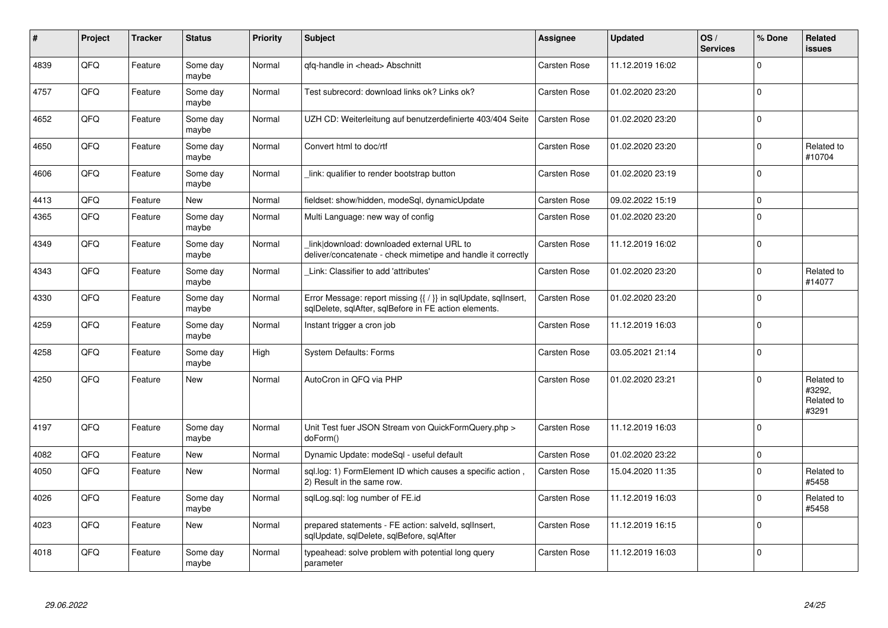| # | Project | Tracker | Status | Priority | Subject | Assignee | Updated | OS / Services | % Done | Related issues |
|---|---|---|---|---|---|---|---|---|---|---|
| 4839 | QFQ | Feature | Some day maybe | Normal | qfq-handle in <head> Abschnitt | Carsten Rose | 11.12.2019 16:02 | | 0 | |
| 4757 | QFQ | Feature | Some day maybe | Normal | Test subrecord: download links ok? Links ok? | Carsten Rose | 01.02.2020 23:20 | | 0 | |
| 4652 | QFQ | Feature | Some day maybe | Normal | UZH CD: Weiterleitung auf benutzerdefinierte 403/404 Seite | Carsten Rose | 01.02.2020 23:20 | | 0 | |
| 4650 | QFQ | Feature | Some day maybe | Normal | Convert html to doc/rtf | Carsten Rose | 01.02.2020 23:20 | | 0 | Related to #10704 |
| 4606 | QFQ | Feature | Some day maybe | Normal | _link: qualifier to render bootstrap button | Carsten Rose | 01.02.2020 23:19 | | 0 | |
| 4413 | QFQ | Feature | New | Normal | fieldset: show/hidden, modeSql, dynamicUpdate | Carsten Rose | 09.02.2022 15:19 | | 0 | |
| 4365 | QFQ | Feature | Some day maybe | Normal | Multi Language: new way of config | Carsten Rose | 01.02.2020 23:20 | | 0 | |
| 4349 | QFQ | Feature | Some day maybe | Normal | _link\|download: downloaded external URL to deliver/concatenate - check mimetipe and handle it correctly | Carsten Rose | 11.12.2019 16:02 | | 0 | |
| 4343 | QFQ | Feature | Some day maybe | Normal | _Link: Classifier to add 'attributes' | Carsten Rose | 01.02.2020 23:20 | | 0 | Related to #14077 |
| 4330 | QFQ | Feature | Some day maybe | Normal | Error Message: report missing {{ / }} in sqlUpdate, sqlInsert, sqlDelete, sqlAfter, sqlBefore in FE action elements. | Carsten Rose | 01.02.2020 23:20 | | 0 | |
| 4259 | QFQ | Feature | Some day maybe | Normal | Instant trigger a cron job | Carsten Rose | 11.12.2019 16:03 | | 0 | |
| 4258 | QFQ | Feature | Some day maybe | High | System Defaults: Forms | Carsten Rose | 03.05.2021 21:14 | | 0 | |
| 4250 | QFQ | Feature | New | Normal | AutoCron in QFQ via PHP | Carsten Rose | 01.02.2020 23:21 | | 0 | Related to #3292, Related to #3291 |
| 4197 | QFQ | Feature | Some day maybe | Normal | Unit Test fuer JSON Stream von QuickFormQuery.php > doForm() | Carsten Rose | 11.12.2019 16:03 | | 0 | |
| 4082 | QFQ | Feature | New | Normal | Dynamic Update: modeSql - useful default | Carsten Rose | 01.02.2020 23:22 | | 0 | |
| 4050 | QFQ | Feature | New | Normal | sql.log: 1) FormElement ID which causes a specific action , 2) Result in the same row. | Carsten Rose | 15.04.2020 11:35 | | 0 | Related to #5458 |
| 4026 | QFQ | Feature | Some day maybe | Normal | sqlLog.sql: log number of FE.id | Carsten Rose | 11.12.2019 16:03 | | 0 | Related to #5458 |
| 4023 | QFQ | Feature | New | Normal | prepared statements - FE action: salveld, sqlInsert, sqlUpdate, sqlDelete, sqlBefore, sqlAfter | Carsten Rose | 11.12.2019 16:15 | | 0 | |
| 4018 | QFQ | Feature | Some day maybe | Normal | typeahead: solve problem with potential long query parameter | Carsten Rose | 11.12.2019 16:03 | | 0 | |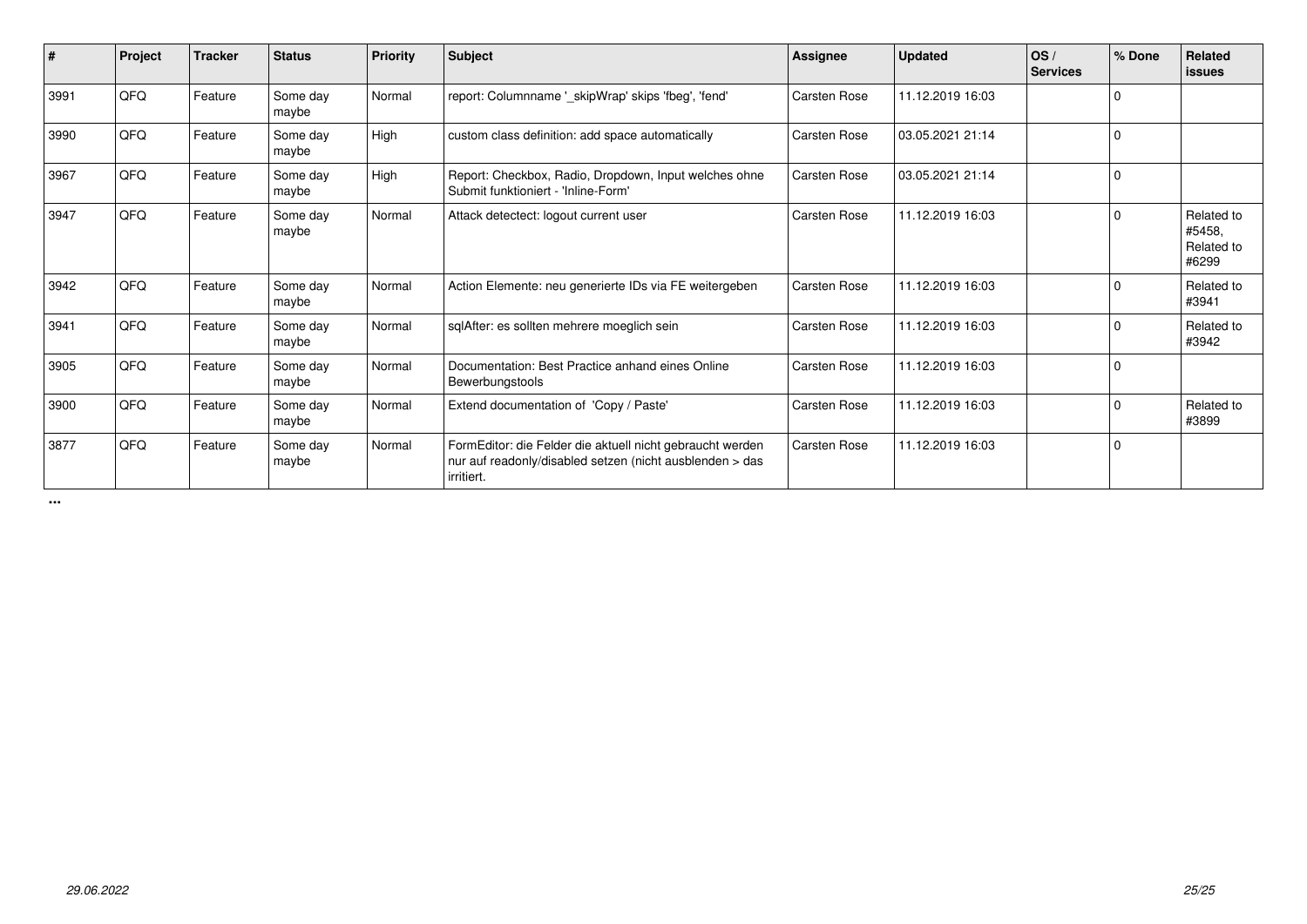| # | Project | Tracker | Status | Priority | Subject | Assignee | Updated | OS / Services | % Done | Related issues |
|---|---|---|---|---|---|---|---|---|---|---|
| 3991 | QFQ | Feature | Some day maybe | Normal | report: Columnname '_skipWrap' skips 'fbeg', 'fend' | Carsten Rose | 11.12.2019 16:03 | | 0 | |
| 3990 | QFQ | Feature | Some day maybe | High | custom class definition: add space automatically | Carsten Rose | 03.05.2021 21:14 | | 0 | |
| 3967 | QFQ | Feature | Some day maybe | High | Report: Checkbox, Radio, Dropdown, Input welches ohne Submit funktioniert - 'Inline-Form' | Carsten Rose | 03.05.2021 21:14 | | 0 | |
| 3947 | QFQ | Feature | Some day maybe | Normal | Attack detectect: logout current user | Carsten Rose | 11.12.2019 16:03 | | 0 | Related to #5458, Related to #6299 |
| 3942 | QFQ | Feature | Some day maybe | Normal | Action Elemente: neu generierte IDs via FE weitergeben | Carsten Rose | 11.12.2019 16:03 | | 0 | Related to #3941 |
| 3941 | QFQ | Feature | Some day maybe | Normal | sqlAfter: es sollten mehrere moeglich sein | Carsten Rose | 11.12.2019 16:03 | | 0 | Related to #3942 |
| 3905 | QFQ | Feature | Some day maybe | Normal | Documentation: Best Practice anhand eines Online Bewerbungstools | Carsten Rose | 11.12.2019 16:03 | | 0 | |
| 3900 | QFQ | Feature | Some day maybe | Normal | Extend documentation of 'Copy / Paste' | Carsten Rose | 11.12.2019 16:03 | | 0 | Related to #3899 |
| 3877 | QFQ | Feature | Some day maybe | Normal | FormEditor: die Felder die aktuell nicht gebraucht werden nur auf readonly/disabled setzen (nicht ausblenden > das irritiert. | Carsten Rose | 11.12.2019 16:03 | | 0 | |

...